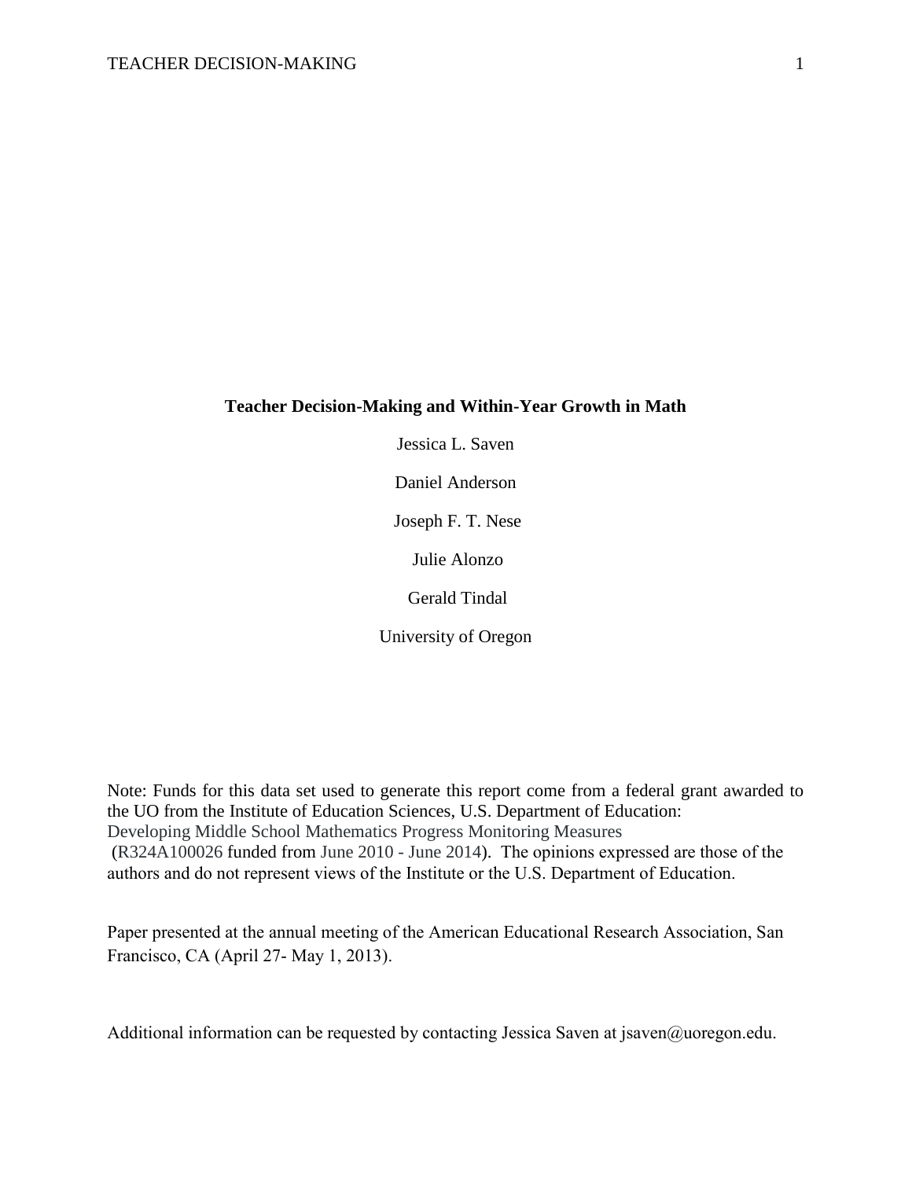# Teacher Decision-Making and Within-Year Growth in Math

Jessica L. Saven

Daniel Anderson

Joseph F. T. Nese

Julie Alonzo

Gerald Tindal

University of Oregon

Note: Funds for this data set used to generate this report come from a federal grant awarded to the UO from the Institute of Education Sciences, U.S. Department of Education: Developing Middle School Mathematics Progress Monitoring Measures (R324A100026 funded from June 2010 - June 2014). The opinions expressed are those of the authors and do not represent views of the Institute or the U.S. Department of Education.

Paper presented at the annual meeting of the American Educational Research Association, San Francisco, CA (April 27- May 1, 2013).

Additional information can be requested by contacting Jessica Saven at jsaven@uoregon.edu.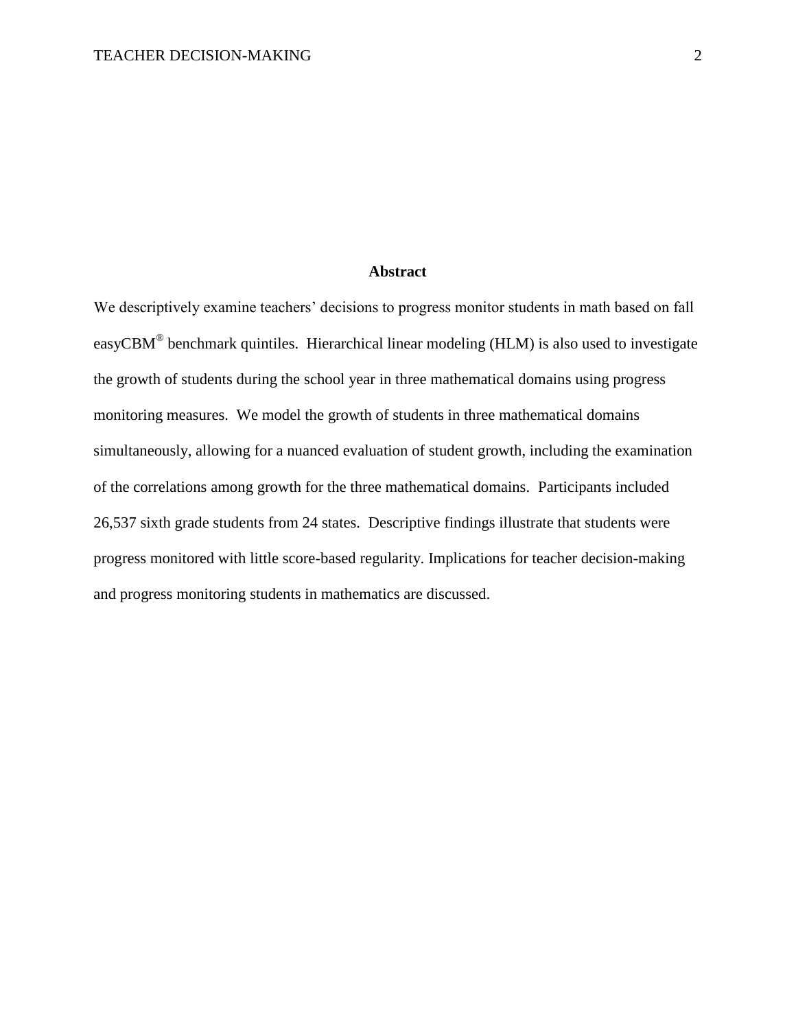## Abstract

We descriptively examine teachers' decisions to progress monitor students in math based on fall easyCBM® benchmark quintiles. Hierarchical linear modeling (HLM) is also used to investigate the growth of students during the school year in three mathematical domains using progress monitoring measures. We model the growth of students in three mathematical domains simultaneously, allowing for a nuanced evaluation of student growth, including the examination of the correlations among growth for the three mathematical domains. Participants included 26,537 sixth grade students from 24 states. Descriptive findings illustrate that students were progress monitored with little score-based regularity. Implications for teacher decision-making and progress monitoring students in mathematics are discussed.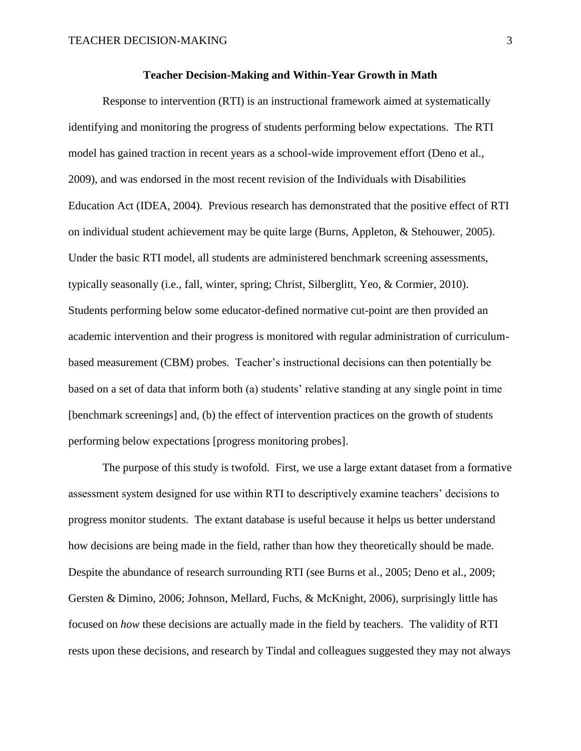## Teacher Decision-Making and Within-Year Growth in Math

Response to intervention (RTI) is an instructional framework aimed at systematically identifying and monitoring the progress of students performing below expectations. The RTI model has gained traction in recent years as a school-wide improvement effort (Deno et al., 2009), and was endorsed in the most recent revision of the Individuals with Disabilities Education Act (IDEA, 2004). Previous research has demonstrated that the positive effect of RTI on individual student achievement may be quite large (Burns, Appleton, & Stehouwer, 2005). Under the basic RTI model, all students are administered benchmark screening assessments, typically seasonally (i.e., fall, winter, spring; Christ, Silberglitt, Yeo, & Cormier, 2010). Students performing below some educator-defined normative cut-point are then provided an academic intervention and their progress is monitored with regular administration of curriculum-based measurement (CBM) probes. Teacher's instructional decisions can then potentially be based on a set of data that inform both (a) students' relative standing at any single point in time [benchmark screenings] and, (b) the effect of intervention practices on the growth of students performing below expectations [progress monitoring probes].

The purpose of this study is twofold. First, we use a large extant dataset from a formative assessment system designed for use within RTI to descriptively examine teachers' decisions to progress monitor students. The extant database is useful because it helps us better understand how decisions are being made in the field, rather than how they theoretically should be made. Despite the abundance of research surrounding RTI (see Burns et al., 2005; Deno et al., 2009; Gersten & Dimino, 2006; Johnson, Mellard, Fuchs, & McKnight, 2006), surprisingly little has focused on *how* these decisions are actually made in the field by teachers. The validity of RTI rests upon these decisions, and research by Tindal and colleagues suggested they may not always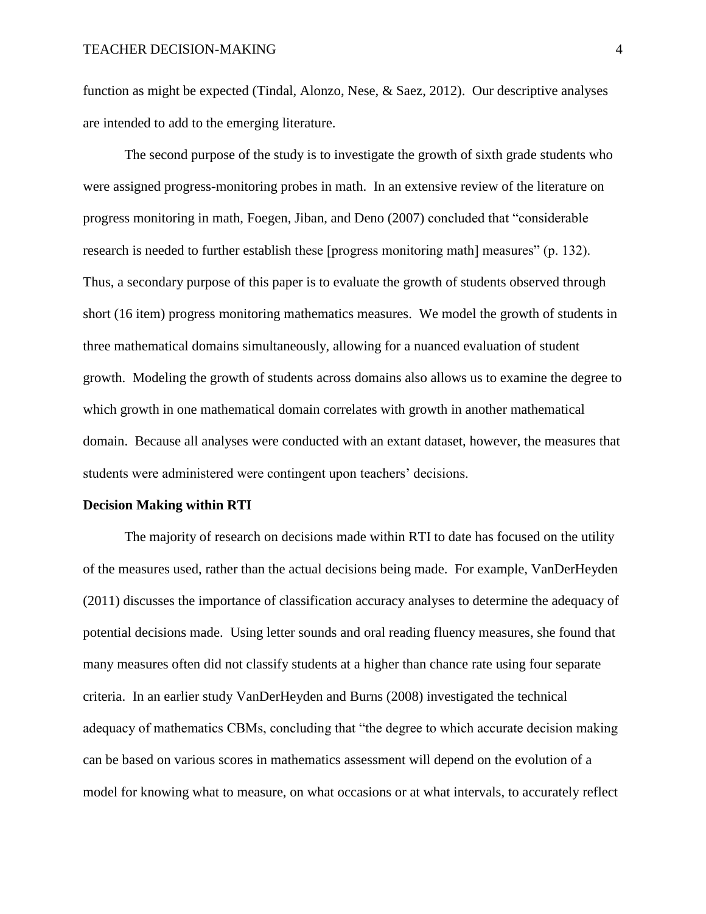function as might be expected (Tindal, Alonzo, Nese, & Saez, 2012). Our descriptive analyses are intended to add to the emerging literature.

The second purpose of the study is to investigate the growth of sixth grade students who were assigned progress-monitoring probes in math. In an extensive review of the literature on progress monitoring in math, Foegen, Jiban, and Deno (2007) concluded that "considerable research is needed to further establish these [progress monitoring math] measures" (p. 132). Thus, a secondary purpose of this paper is to evaluate the growth of students observed through short (16 item) progress monitoring mathematics measures. We model the growth of students in three mathematical domains simultaneously, allowing for a nuanced evaluation of student growth. Modeling the growth of students across domains also allows us to examine the degree to which growth in one mathematical domain correlates with growth in another mathematical domain. Because all analyses were conducted with an extant dataset, however, the measures that students were administered were contingent upon teachers' decisions.

**Decision Making within RTI**

The majority of research on decisions made within RTI to date has focused on the utility of the measures used, rather than the actual decisions being made. For example, VanDerHeyden (2011) discusses the importance of classification accuracy analyses to determine the adequacy of potential decisions made. Using letter sounds and oral reading fluency measures, she found that many measures often did not classify students at a higher than chance rate using four separate criteria. In an earlier study VanDerHeyden and Burns (2008) investigated the technical adequacy of mathematics CBMs, concluding that "the degree to which accurate decision making can be based on various scores in mathematics assessment will depend on the evolution of a model for knowing what to measure, on what occasions or at what intervals, to accurately reflect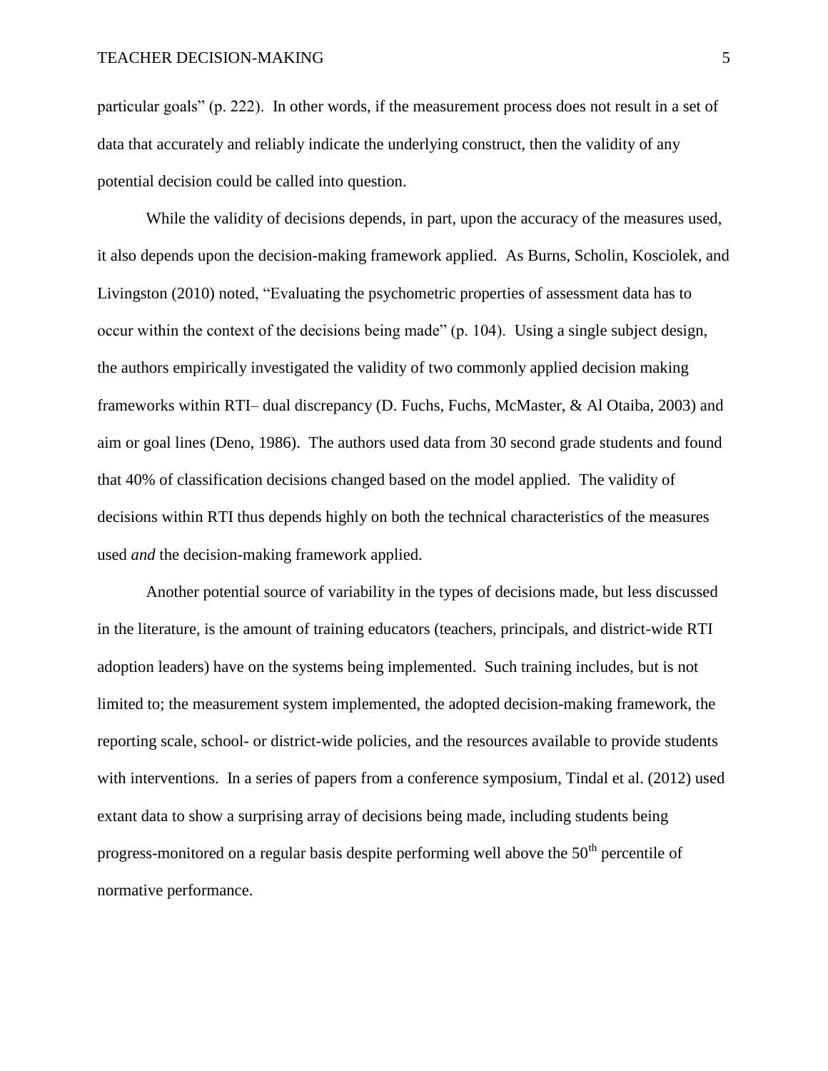particular goals" (p. 222). In other words, if the measurement process does not result in a set of data that accurately and reliably indicate the underlying construct, then the validity of any potential decision could be called into question.

While the validity of decisions depends, in part, upon the accuracy of the measures used, it also depends upon the decision-making framework applied. As Burns, Scholin, Kosciolek, and Livingston (2010) noted, "Evaluating the psychometric properties of assessment data has to occur within the context of the decisions being made" (p. 104). Using a single subject design, the authors empirically investigated the validity of two commonly applied decision making frameworks within RTI– dual discrepancy (D. Fuchs, Fuchs, McMaster, & Al Otaiba, 2003) and aim or goal lines (Deno, 1986). The authors used data from 30 second grade students and found that 40% of classification decisions changed based on the model applied. The validity of decisions within RTI thus depends highly on both the technical characteristics of the measures used *and* the decision-making framework applied.

Another potential source of variability in the types of decisions made, but less discussed in the literature, is the amount of training educators (teachers, principals, and district-wide RTI adoption leaders) have on the systems being implemented. Such training includes, but is not limited to; the measurement system implemented, the adopted decision-making framework, the reporting scale, school- or district-wide policies, and the resources available to provide students with interventions. In a series of papers from a conference symposium, Tindal et al. (2012) used extant data to show a surprising array of decisions being made, including students being progress-monitored on a regular basis despite performing well above the 50th percentile of normative performance.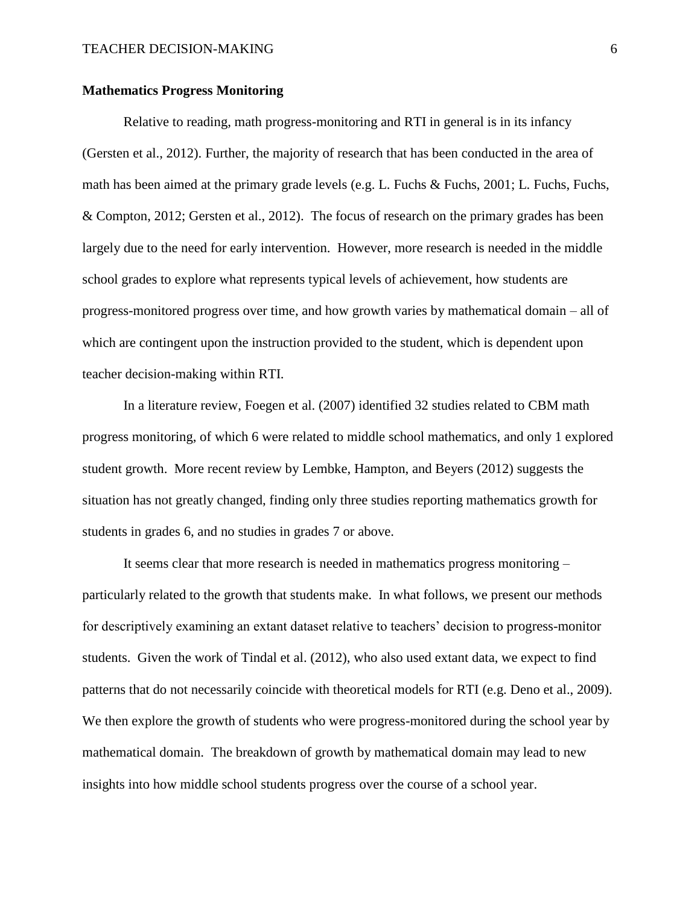**Mathematics Progress Monitoring**

Relative to reading, math progress-monitoring and RTI in general is in its infancy (Gersten et al., 2012). Further, the majority of research that has been conducted in the area of math has been aimed at the primary grade levels (e.g. L. Fuchs & Fuchs, 2001; L. Fuchs, Fuchs, & Compton, 2012; Gersten et al., 2012). The focus of research on the primary grades has been largely due to the need for early intervention. However, more research is needed in the middle school grades to explore what represents typical levels of achievement, how students are progress-monitored progress over time, and how growth varies by mathematical domain – all of which are contingent upon the instruction provided to the student, which is dependent upon teacher decision-making within RTI.

In a literature review, Foegen et al. (2007) identified 32 studies related to CBM math progress monitoring, of which 6 were related to middle school mathematics, and only 1 explored student growth. More recent review by Lembke, Hampton, and Beyers (2012) suggests the situation has not greatly changed, finding only three studies reporting mathematics growth for students in grades 6, and no studies in grades 7 or above.

It seems clear that more research is needed in mathematics progress monitoring – particularly related to the growth that students make. In what follows, we present our methods for descriptively examining an extant dataset relative to teachers' decision to progress-monitor students. Given the work of Tindal et al. (2012), who also used extant data, we expect to find patterns that do not necessarily coincide with theoretical models for RTI (e.g. Deno et al., 2009). We then explore the growth of students who were progress-monitored during the school year by mathematical domain. The breakdown of growth by mathematical domain may lead to new insights into how middle school students progress over the course of a school year.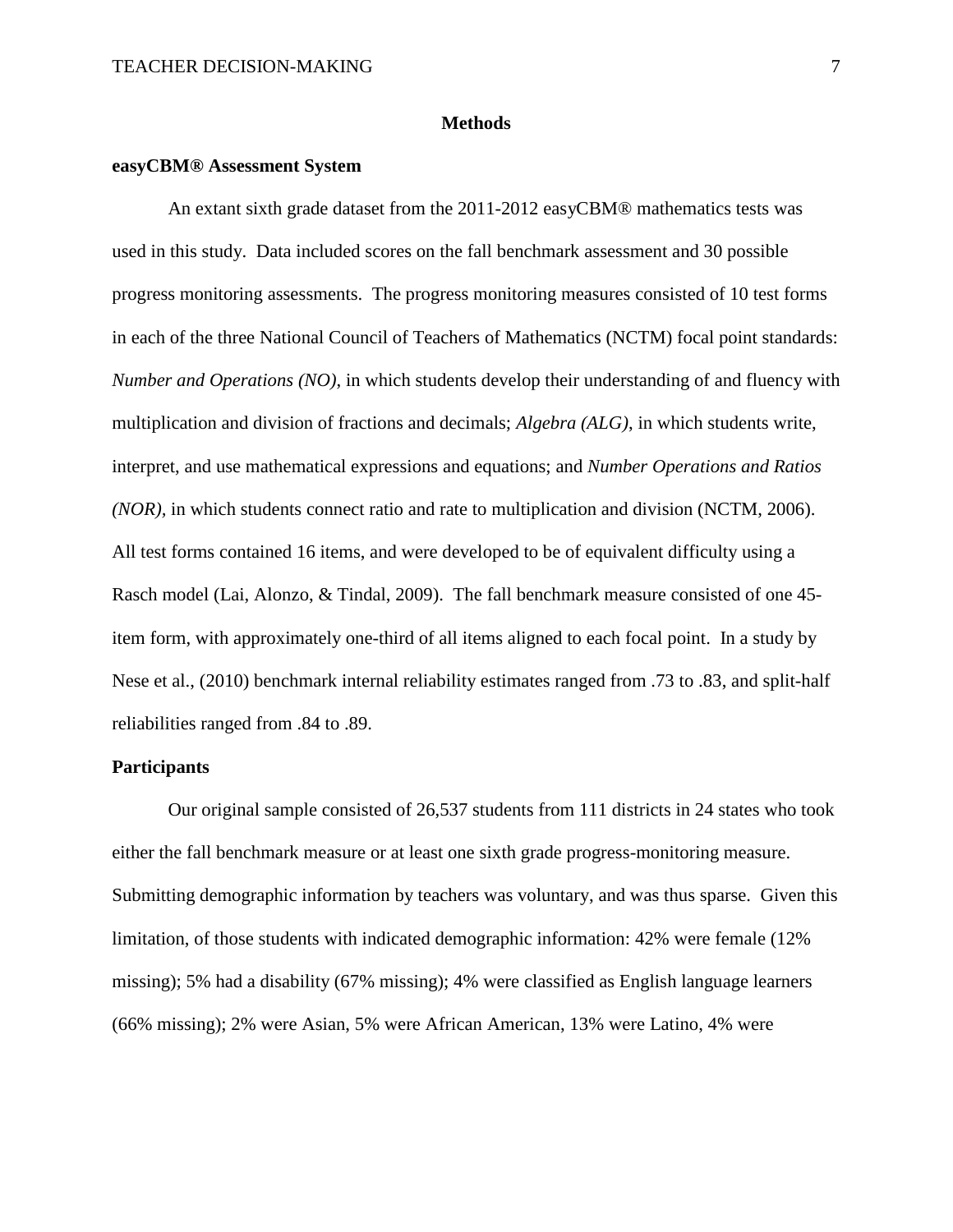# Methods

## easyCBM® Assessment System

An extant sixth grade dataset from the 2011-2012 easyCBM® mathematics tests was used in this study. Data included scores on the fall benchmark assessment and 30 possible progress monitoring assessments. The progress monitoring measures consisted of 10 test forms in each of the three National Council of Teachers of Mathematics (NCTM) focal point standards: *Number and Operations (NO)*, in which students develop their understanding of and fluency with multiplication and division of fractions and decimals; *Algebra (ALG)*, in which students write, interpret, and use mathematical expressions and equations; and *Number Operations and Ratios (NOR)*, in which students connect ratio and rate to multiplication and division (NCTM, 2006). All test forms contained 16 items, and were developed to be of equivalent difficulty using a Rasch model (Lai, Alonzo, & Tindal, 2009). The fall benchmark measure consisted of one 45-item form, with approximately one-third of all items aligned to each focal point. In a study by Nese et al., (2010) benchmark internal reliability estimates ranged from .73 to .83, and split-half reliabilities ranged from .84 to .89.

## Participants

Our original sample consisted of 26,537 students from 111 districts in 24 states who took either the fall benchmark measure or at least one sixth grade progress-monitoring measure. Submitting demographic information by teachers was voluntary, and was thus sparse. Given this limitation, of those students with indicated demographic information: 42% were female (12% missing); 5% had a disability (67% missing); 4% were classified as English language learners (66% missing); 2% were Asian, 5% were African American, 13% were Latino, 4% were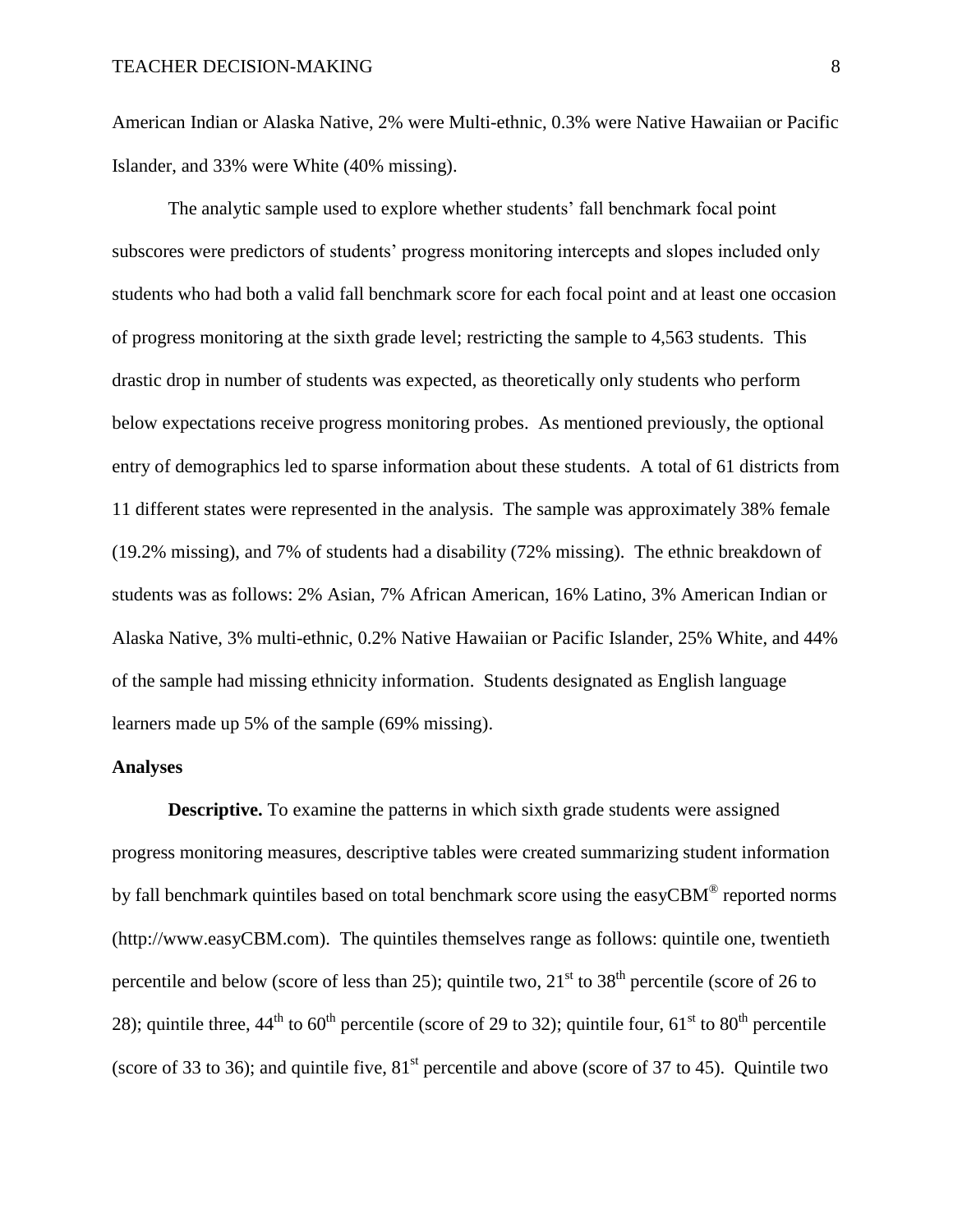American Indian or Alaska Native, 2% were Multi-ethnic, 0.3% were Native Hawaiian or Pacific Islander, and 33% were White (40% missing).

The analytic sample used to explore whether students' fall benchmark focal point subscores were predictors of students' progress monitoring intercepts and slopes included only students who had both a valid fall benchmark score for each focal point and at least one occasion of progress monitoring at the sixth grade level; restricting the sample to 4,563 students. This drastic drop in number of students was expected, as theoretically only students who perform below expectations receive progress monitoring probes. As mentioned previously, the optional entry of demographics led to sparse information about these students. A total of 61 districts from 11 different states were represented in the analysis. The sample was approximately 38% female (19.2% missing), and 7% of students had a disability (72% missing). The ethnic breakdown of students was as follows: 2% Asian, 7% African American, 16% Latino, 3% American Indian or Alaska Native, 3% multi-ethnic, 0.2% Native Hawaiian or Pacific Islander, 25% White, and 44% of the sample had missing ethnicity information. Students designated as English language learners made up 5% of the sample (69% missing).

### Analyses

**Descriptive.** To examine the patterns in which sixth grade students were assigned progress monitoring measures, descriptive tables were created summarizing student information by fall benchmark quintiles based on total benchmark score using the easyCBM® reported norms (http://www.easyCBM.com). The quintiles themselves range as follows: quintile one, twentieth percentile and below (score of less than 25); quintile two, 21st to 38th percentile (score of 26 to 28); quintile three, 44th to 60th percentile (score of 29 to 32); quintile four, 61st to 80th percentile (score of 33 to 36); and quintile five, 81st percentile and above (score of 37 to 45). Quintile two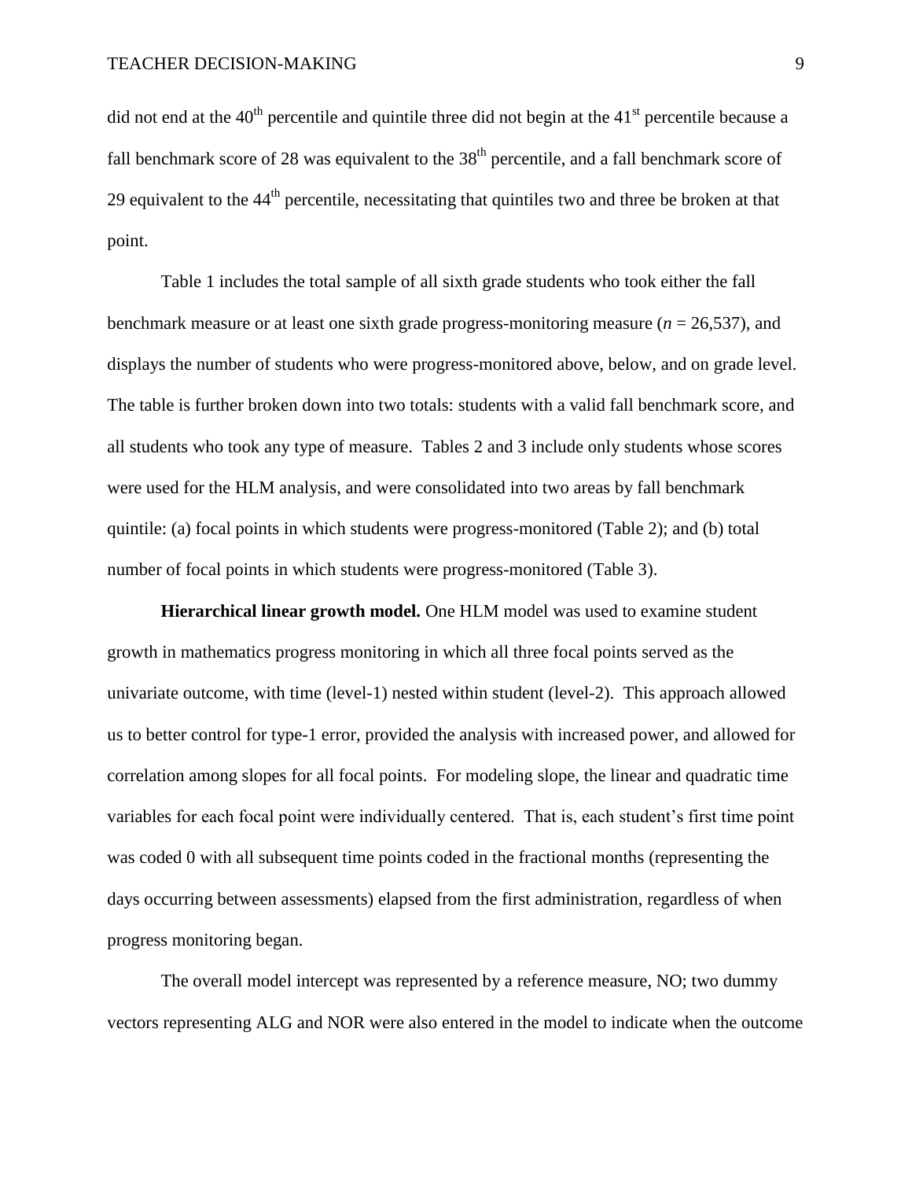did not end at the 40th percentile and quintile three did not begin at the 41st percentile because a fall benchmark score of 28 was equivalent to the 38th percentile, and a fall benchmark score of 29 equivalent to the 44th percentile, necessitating that quintiles two and three be broken at that point.

Table 1 includes the total sample of all sixth grade students who took either the fall benchmark measure or at least one sixth grade progress-monitoring measure ($n$ = 26,537), and displays the number of students who were progress-monitored above, below, and on grade level. The table is further broken down into two totals: students with a valid fall benchmark score, and all students who took any type of measure. Tables 2 and 3 include only students whose scores were used for the HLM analysis, and were consolidated into two areas by fall benchmark quintile: (a) focal points in which students were progress-monitored (Table 2); and (b) total number of focal points in which students were progress-monitored (Table 3).

**Hierarchical linear growth model.** One HLM model was used to examine student growth in mathematics progress monitoring in which all three focal points served as the univariate outcome, with time (level-1) nested within student (level-2). This approach allowed us to better control for type-1 error, provided the analysis with increased power, and allowed for correlation among slopes for all focal points. For modeling slope, the linear and quadratic time variables for each focal point were individually centered. That is, each student's first time point was coded 0 with all subsequent time points coded in the fractional months (representing the days occurring between assessments) elapsed from the first administration, regardless of when progress monitoring began.

The overall model intercept was represented by a reference measure, NO; two dummy vectors representing ALG and NOR were also entered in the model to indicate when the outcome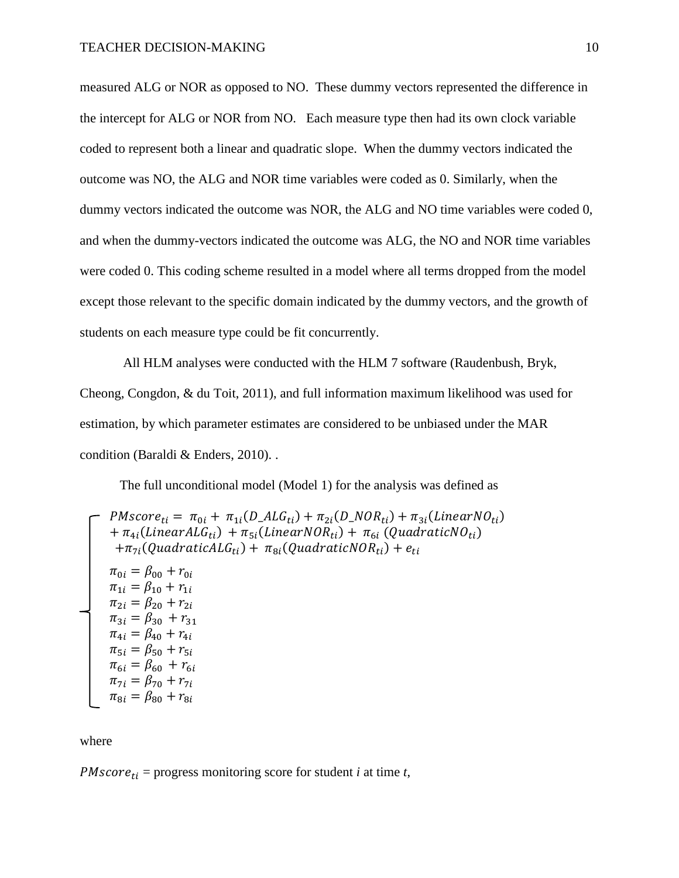measured ALG or NOR as opposed to NO. These dummy vectors represented the difference in the intercept for ALG or NOR from NO. Each measure type then had its own clock variable coded to represent both a linear and quadratic slope. When the dummy vectors indicated the outcome was NO, the ALG and NOR time variables were coded as 0. Similarly, when the dummy vectors indicated the outcome was NOR, the ALG and NO time variables were coded 0, and when the dummy-vectors indicated the outcome was ALG, the NO and NOR time variables were coded 0. This coding scheme resulted in a model where all terms dropped from the model except those relevant to the specific domain indicated by the dummy vectors, and the growth of students on each measure type could be fit concurrently.

All HLM analyses were conducted with the HLM 7 software (Raudenbush, Bryk, Cheong, Congdon, & du Toit, 2011), and full information maximum likelihood was used for estimation, by which parameter estimates are considered to be unbiased under the MAR condition (Baraldi & Enders, 2010). .

The full unconditional model (Model 1) for the analysis was defined as

$$
\begin{cases}
PMscore_{ti} = \pi_{0i} + \pi_{1i}(D\_ALG_{ti}) + \pi_{2i}(D\_NOR_{ti}) + \pi_{3i}(LinearNO_{ti}) \\
\quad + \pi_{4i}(LinearALG_{ti}) + \pi_{5i}(LinearNOR_{ti}) + \pi_{6i}(QuadraticNO_{ti}) \\
\quad + \pi_{7i}(QuadraticALG_{ti}) + \pi_{8i}(QuadraticNOR_{ti}) + e_{ti} \\
\pi_{0i} = \beta_{00} + r_{0i} \\
\pi_{1i} = \beta_{10} + r_{1i} \\
\pi_{2i} = \beta_{20} + r_{2i} \\
\pi_{3i} = \beta_{30} + r_{31} \\
\pi_{4i} = \beta_{40} + r_{4i} \\
\pi_{5i} = \beta_{50} + r_{5i} \\
\pi_{6i} = \beta_{60} + r_{6i} \\
\pi_{7i} = \beta_{70} + r_{7i} \\
\pi_{8i} = \beta_{80} + r_{8i}
\end{cases}
$$

where

$PMscore_{ti}$ = progress monitoring score for student *i* at time *t*,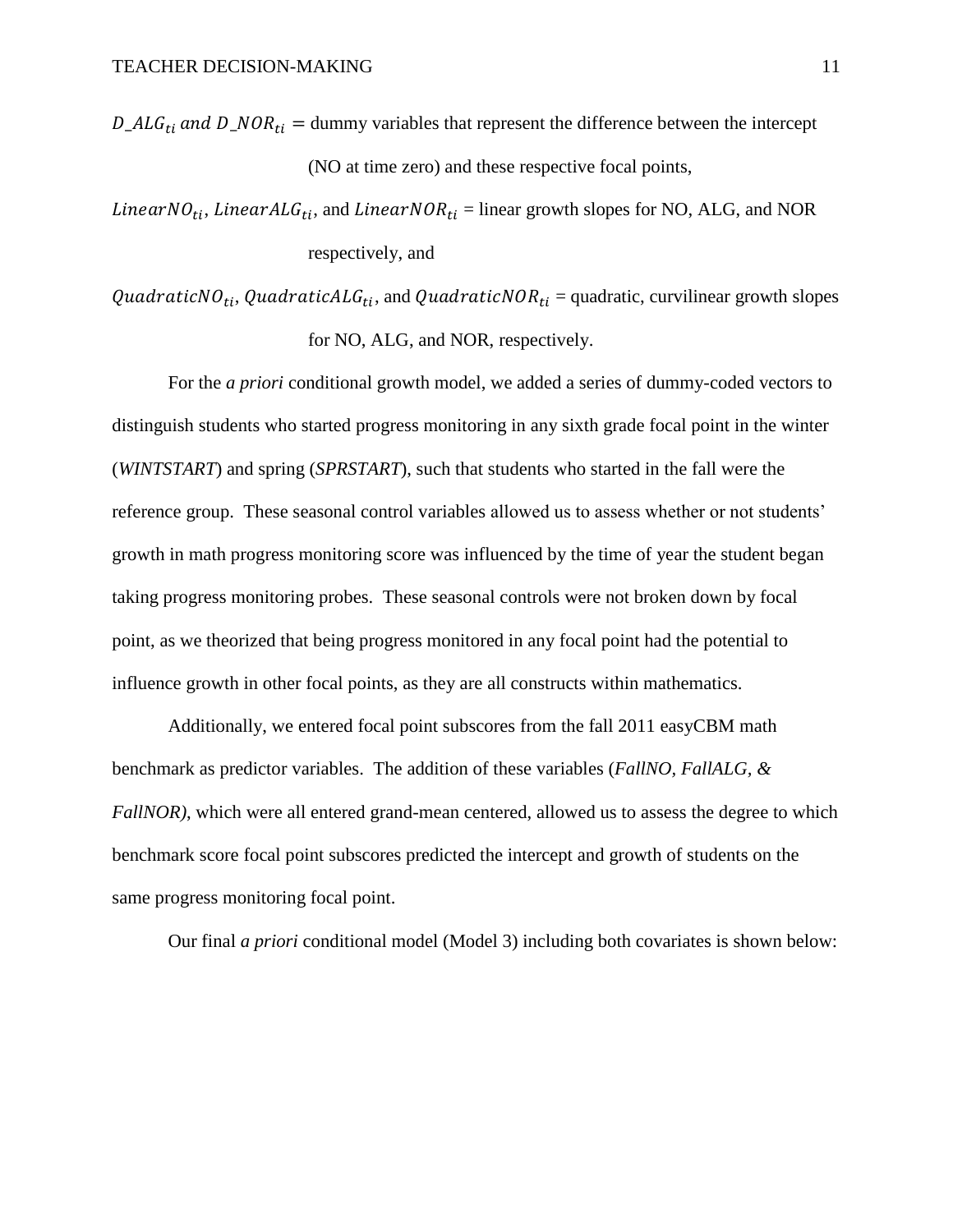$D\_ALG_{ti}$ *and* $D\_NOR_{ti}$ = dummy variables that represent the difference between the intercept (NO at time zero) and these respective focal points,

$LinearNO_{ti}$, $LinearALG_{ti}$, and $LinearNOR_{ti}$ = linear growth slopes for NO, ALG, and NOR respectively, and

$QuadraticNO_{ti}$, $QuadraticALG_{ti}$, and $QuadraticNOR_{ti}$ = quadratic, curvilinear growth slopes for NO, ALG, and NOR, respectively.

For the *a priori* conditional growth model, we added a series of dummy-coded vectors to distinguish students who started progress monitoring in any sixth grade focal point in the winter (*WINTSTART*) and spring (*SPRSTART*), such that students who started in the fall were the reference group. These seasonal control variables allowed us to assess whether or not students' growth in math progress monitoring score was influenced by the time of year the student began taking progress monitoring probes. These seasonal controls were not broken down by focal point, as we theorized that being progress monitored in any focal point had the potential to influence growth in other focal points, as they are all constructs within mathematics.

Additionally, we entered focal point subscores from the fall 2011 easyCBM math benchmark as predictor variables. The addition of these variables (*FallNO, FallALG, & FallNOR)*, which were all entered grand-mean centered, allowed us to assess the degree to which benchmark score focal point subscores predicted the intercept and growth of students on the same progress monitoring focal point.

Our final *a priori* conditional model (Model 3) including both covariates is shown below: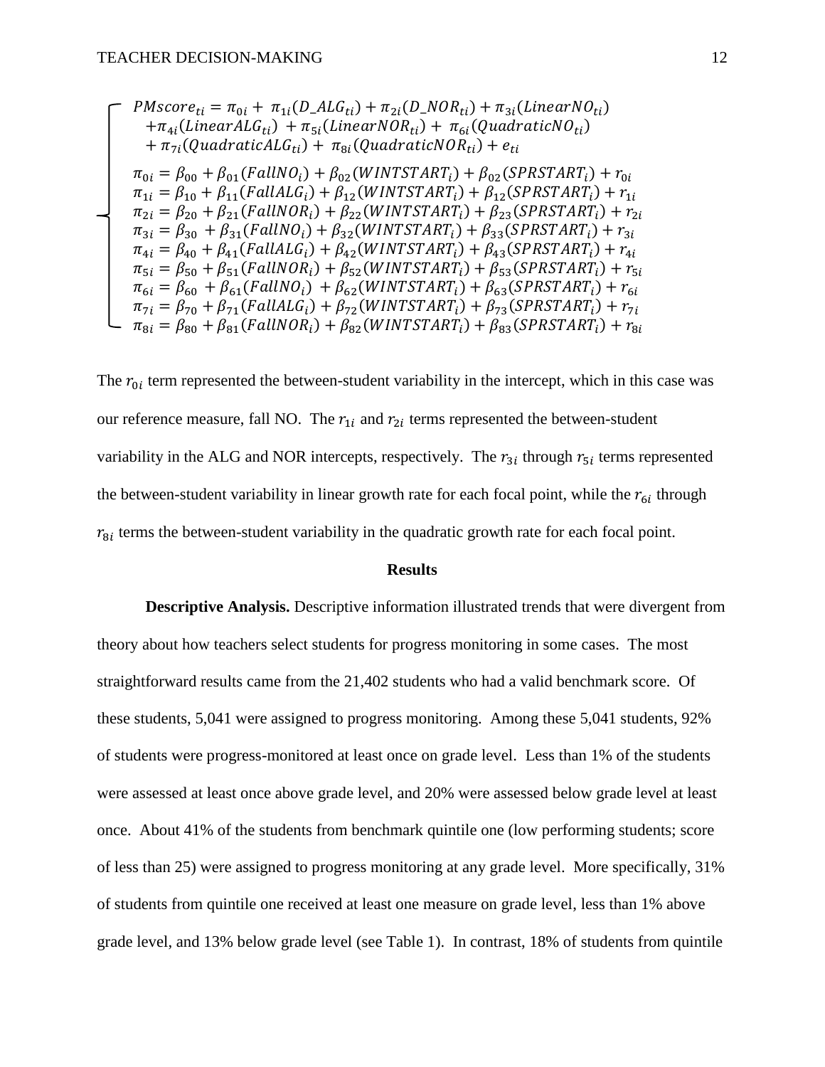$$
\left\{
\begin{array}{l}
PMscore_{ti} = \pi_{0i} + \pi_{1i}(D\_ALG_{ti}) + \pi_{2i}(D\_NOR_{ti}) + \pi_{3i}(LinearNO_{ti}) \\
\quad + \pi_{4i}(LinearALG_{ti}) + \pi_{5i}(LinearNOR_{ti}) + \pi_{6i}(QuadraticNO_{ti}) \\
\quad + \pi_{7i}(QuadraticALG_{ti}) + \pi_{8i}(QuadraticNOR_{ti}) + e_{ti} \\
\pi_{0i} = \beta_{00} + \beta_{01}(FallNO_i) + \beta_{02}(WINTSTART_i) + \beta_{02}(SPRSTART_i) + r_{0i} \\
\pi_{1i} = \beta_{10} + \beta_{11}(FallALG_i) + \beta_{12}(WINTSTART_i) + \beta_{12}(SPRSTART_i) + r_{1i} \\
\pi_{2i} = \beta_{20} + \beta_{21}(FallNOR_i) + \beta_{22}(WINTSTART_i) + \beta_{23}(SPRSTART_i) + r_{2i} \\
\pi_{3i} = \beta_{30} + \beta_{31}(FallNO_i) + \beta_{32}(WINTSTART_i) + \beta_{33}(SPRSTART_i) + r_{3i} \\
\pi_{4i} = \beta_{40} + \beta_{41}(FallALG_i) + \beta_{42}(WINTSTART_i) + \beta_{43}(SPRSTART_i) + r_{4i} \\
\pi_{5i} = \beta_{50} + \beta_{51}(FallNOR_i) + \beta_{52}(WINTSTART_i) + \beta_{53}(SPRSTART_i) + r_{5i} \\
\pi_{6i} = \beta_{60} + \beta_{61}(FallNO_i) + \beta_{62}(WINTSTART_i) + \beta_{63}(SPRSTART_i) + r_{6i} \\
\pi_{7i} = \beta_{70} + \beta_{71}(FallALG_i) + \beta_{72}(WINTSTART_i) + \beta_{73}(SPRSTART_i) + r_{7i} \\
\pi_{8i} = \beta_{80} + \beta_{81}(FallNOR_i) + \beta_{82}(WINTSTART_i) + \beta_{83}(SPRSTART_i) + r_{8i}
\end{array}
\right.
$$

The $r_{0i}$ term represented the between-student variability in the intercept, which in this case was our reference measure, fall NO. The $r_{1i}$ and $r_{2i}$ terms represented the between-student variability in the ALG and NOR intercepts, respectively. The $r_{3i}$ through $r_{5i}$ terms represented the between-student variability in linear growth rate for each focal point, while the $r_{6i}$ through $r_{8i}$ terms the between-student variability in the quadratic growth rate for each focal point.

## Results

**Descriptive Analysis.** Descriptive information illustrated trends that were divergent from theory about how teachers select students for progress monitoring in some cases. The most straightforward results came from the 21,402 students who had a valid benchmark score. Of these students, 5,041 were assigned to progress monitoring. Among these 5,041 students, 92% of students were progress-monitored at least once on grade level. Less than 1% of the students were assessed at least once above grade level, and 20% were assessed below grade level at least once. About 41% of the students from benchmark quintile one (low performing students; score of less than 25) were assigned to progress monitoring at any grade level. More specifically, 31% of students from quintile one received at least one measure on grade level, less than 1% above grade level, and 13% below grade level (see Table 1). In contrast, 18% of students from quintile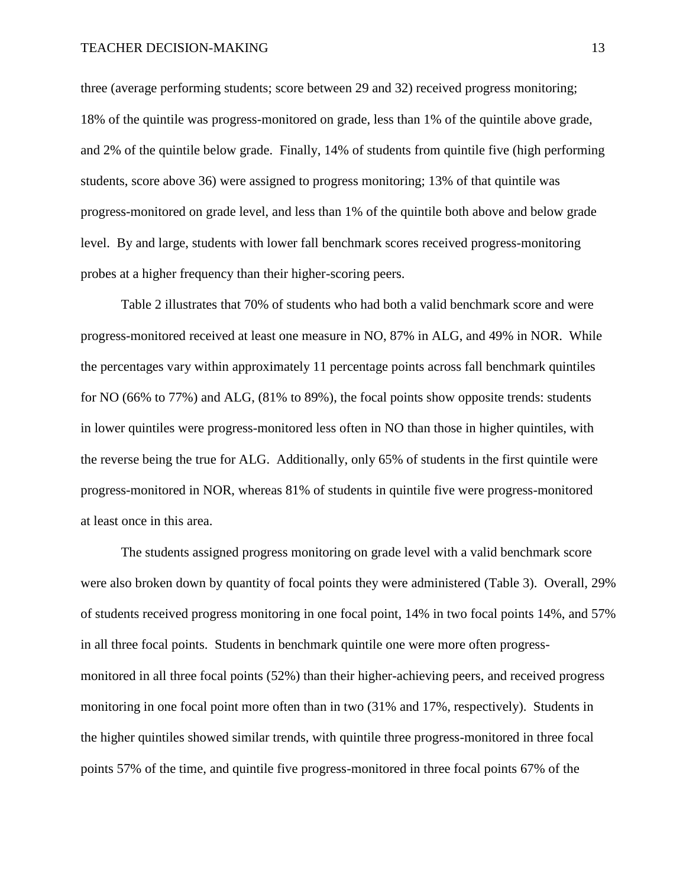three (average performing students; score between 29 and 32) received progress monitoring; 18% of the quintile was progress-monitored on grade, less than 1% of the quintile above grade, and 2% of the quintile below grade. Finally, 14% of students from quintile five (high performing students, score above 36) were assigned to progress monitoring; 13% of that quintile was progress-monitored on grade level, and less than 1% of the quintile both above and below grade level. By and large, students with lower fall benchmark scores received progress-monitoring probes at a higher frequency than their higher-scoring peers.

Table 2 illustrates that 70% of students who had both a valid benchmark score and were progress-monitored received at least one measure in NO, 87% in ALG, and 49% in NOR. While the percentages vary within approximately 11 percentage points across fall benchmark quintiles for NO (66% to 77%) and ALG, (81% to 89%), the focal points show opposite trends: students in lower quintiles were progress-monitored less often in NO than those in higher quintiles, with the reverse being the true for ALG. Additionally, only 65% of students in the first quintile were progress-monitored in NOR, whereas 81% of students in quintile five were progress-monitored at least once in this area.

The students assigned progress monitoring on grade level with a valid benchmark score were also broken down by quantity of focal points they were administered (Table 3). Overall, 29% of students received progress monitoring in one focal point, 14% in two focal points 14%, and 57% in all three focal points. Students in benchmark quintile one were more often progress-monitored in all three focal points (52%) than their higher-achieving peers, and received progress monitoring in one focal point more often than in two (31% and 17%, respectively). Students in the higher quintiles showed similar trends, with quintile three progress-monitored in three focal points 57% of the time, and quintile five progress-monitored in three focal points 67% of the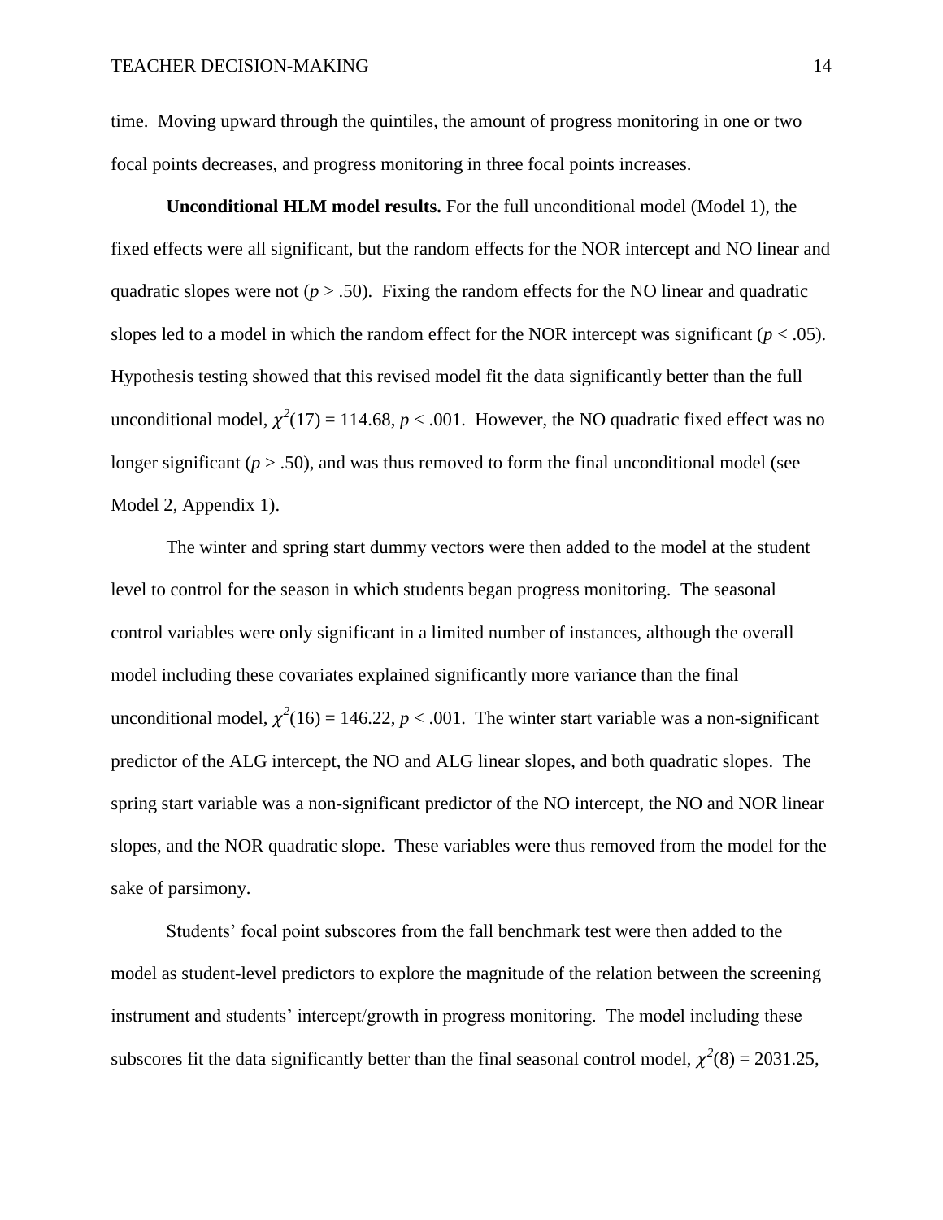time. Moving upward through the quintiles, the amount of progress monitoring in one or two focal points decreases, and progress monitoring in three focal points increases.

**Unconditional HLM model results.** For the full unconditional model (Model 1), the fixed effects were all significant, but the random effects for the NOR intercept and NO linear and quadratic slopes were not ($p$ > .50). Fixing the random effects for the NO linear and quadratic slopes led to a model in which the random effect for the NOR intercept was significant ($p$ < .05). Hypothesis testing showed that this revised model fit the data significantly better than the full unconditional model, $\chi^2(17) = 114.68$, $p < .001$. However, the NO quadratic fixed effect was no longer significant ($p$ > .50), and was thus removed to form the final unconditional model (see Model 2, Appendix 1).

The winter and spring start dummy vectors were then added to the model at the student level to control for the season in which students began progress monitoring. The seasonal control variables were only significant in a limited number of instances, although the overall model including these covariates explained significantly more variance than the final unconditional model, $\chi^2(16) = 146.22$, $p < .001$. The winter start variable was a non-significant predictor of the ALG intercept, the NO and ALG linear slopes, and both quadratic slopes. The spring start variable was a non-significant predictor of the NO intercept, the NO and NOR linear slopes, and the NOR quadratic slope. These variables were thus removed from the model for the sake of parsimony.

Students' focal point subscores from the fall benchmark test were then added to the model as student-level predictors to explore the magnitude of the relation between the screening instrument and students' intercept/growth in progress monitoring. The model including these subscores fit the data significantly better than the final seasonal control model, $\chi^2(8) = 2031.25$,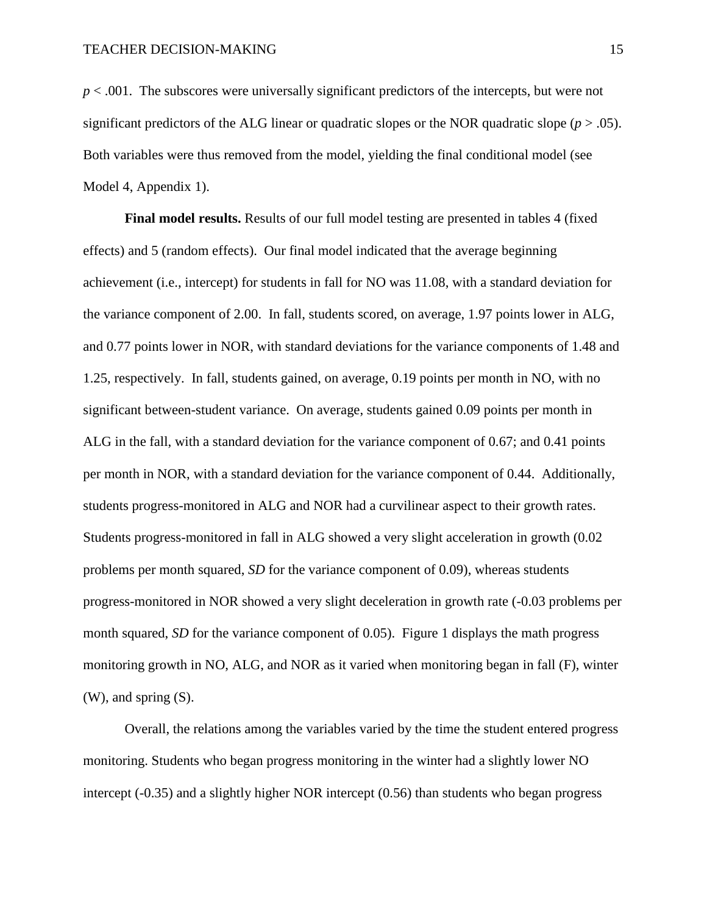$p < .001$. The subscores were universally significant predictors of the intercepts, but were not significant predictors of the ALG linear or quadratic slopes or the NOR quadratic slope ($p > .05$). Both variables were thus removed from the model, yielding the final conditional model (see Model 4, Appendix 1).

**Final model results.** Results of our full model testing are presented in tables 4 (fixed effects) and 5 (random effects). Our final model indicated that the average beginning achievement (i.e., intercept) for students in fall for NO was 11.08, with a standard deviation for the variance component of 2.00. In fall, students scored, on average, 1.97 points lower in ALG, and 0.77 points lower in NOR, with standard deviations for the variance components of 1.48 and 1.25, respectively. In fall, students gained, on average, 0.19 points per month in NO, with no significant between-student variance. On average, students gained 0.09 points per month in ALG in the fall, with a standard deviation for the variance component of 0.67; and 0.41 points per month in NOR, with a standard deviation for the variance component of 0.44. Additionally, students progress-monitored in ALG and NOR had a curvilinear aspect to their growth rates. Students progress-monitored in fall in ALG showed a very slight acceleration in growth (0.02 problems per month squared, *SD* for the variance component of 0.09), whereas students progress-monitored in NOR showed a very slight deceleration in growth rate (-0.03 problems per month squared, *SD* for the variance component of 0.05). Figure 1 displays the math progress monitoring growth in NO, ALG, and NOR as it varied when monitoring began in fall (F), winter (W), and spring (S).

Overall, the relations among the variables varied by the time the student entered progress monitoring. Students who began progress monitoring in the winter had a slightly lower NO intercept (-0.35) and a slightly higher NOR intercept (0.56) than students who began progress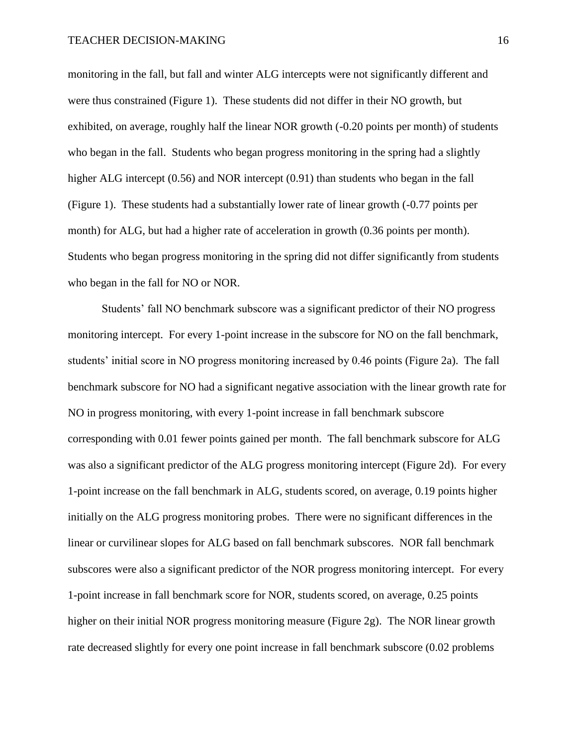monitoring in the fall, but fall and winter ALG intercepts were not significantly different and were thus constrained (Figure 1). These students did not differ in their NO growth, but exhibited, on average, roughly half the linear NOR growth (-0.20 points per month) of students who began in the fall. Students who began progress monitoring in the spring had a slightly higher ALG intercept (0.56) and NOR intercept (0.91) than students who began in the fall (Figure 1). These students had a substantially lower rate of linear growth (-0.77 points per month) for ALG, but had a higher rate of acceleration in growth (0.36 points per month). Students who began progress monitoring in the spring did not differ significantly from students who began in the fall for NO or NOR.

Students' fall NO benchmark subscore was a significant predictor of their NO progress monitoring intercept. For every 1-point increase in the subscore for NO on the fall benchmark, students' initial score in NO progress monitoring increased by 0.46 points (Figure 2a). The fall benchmark subscore for NO had a significant negative association with the linear growth rate for NO in progress monitoring, with every 1-point increase in fall benchmark subscore corresponding with 0.01 fewer points gained per month. The fall benchmark subscore for ALG was also a significant predictor of the ALG progress monitoring intercept (Figure 2d). For every 1-point increase on the fall benchmark in ALG, students scored, on average, 0.19 points higher initially on the ALG progress monitoring probes. There were no significant differences in the linear or curvilinear slopes for ALG based on fall benchmark subscores. NOR fall benchmark subscores were also a significant predictor of the NOR progress monitoring intercept. For every 1-point increase in fall benchmark score for NOR, students scored, on average, 0.25 points higher on their initial NOR progress monitoring measure (Figure 2g). The NOR linear growth rate decreased slightly for every one point increase in fall benchmark subscore (0.02 problems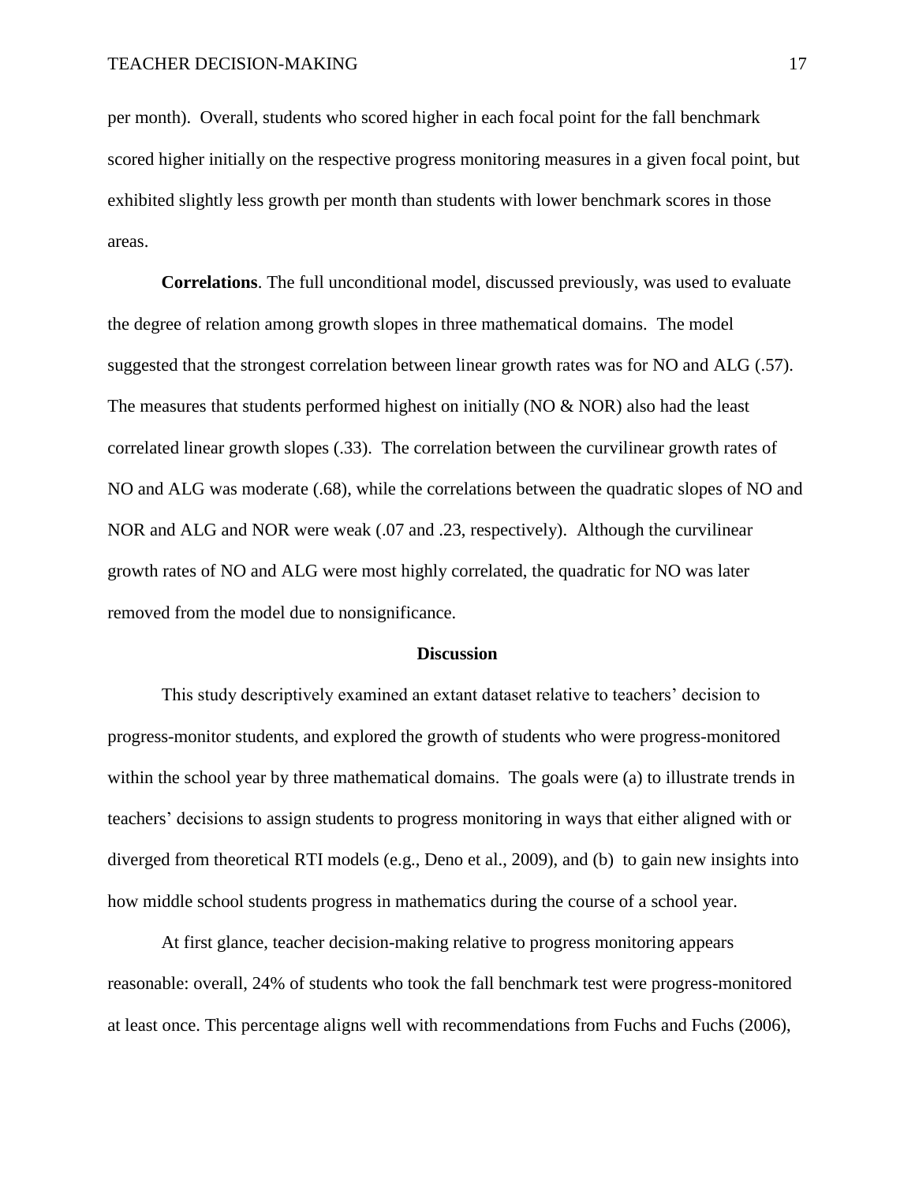per month). Overall, students who scored higher in each focal point for the fall benchmark scored higher initially on the respective progress monitoring measures in a given focal point, but exhibited slightly less growth per month than students with lower benchmark scores in those areas.

**Correlations**. The full unconditional model, discussed previously, was used to evaluate the degree of relation among growth slopes in three mathematical domains. The model suggested that the strongest correlation between linear growth rates was for NO and ALG (.57). The measures that students performed highest on initially (NO & NOR) also had the least correlated linear growth slopes (.33). The correlation between the curvilinear growth rates of NO and ALG was moderate (.68), while the correlations between the quadratic slopes of NO and NOR and ALG and NOR were weak (.07 and .23, respectively). Although the curvilinear growth rates of NO and ALG were most highly correlated, the quadratic for NO was later removed from the model due to nonsignificance.

## Discussion

This study descriptively examined an extant dataset relative to teachers' decision to progress-monitor students, and explored the growth of students who were progress-monitored within the school year by three mathematical domains. The goals were (a) to illustrate trends in teachers' decisions to assign students to progress monitoring in ways that either aligned with or diverged from theoretical RTI models (e.g., Deno et al., 2009), and (b) to gain new insights into how middle school students progress in mathematics during the course of a school year.

At first glance, teacher decision-making relative to progress monitoring appears reasonable: overall, 24% of students who took the fall benchmark test were progress-monitored at least once. This percentage aligns well with recommendations from Fuchs and Fuchs (2006),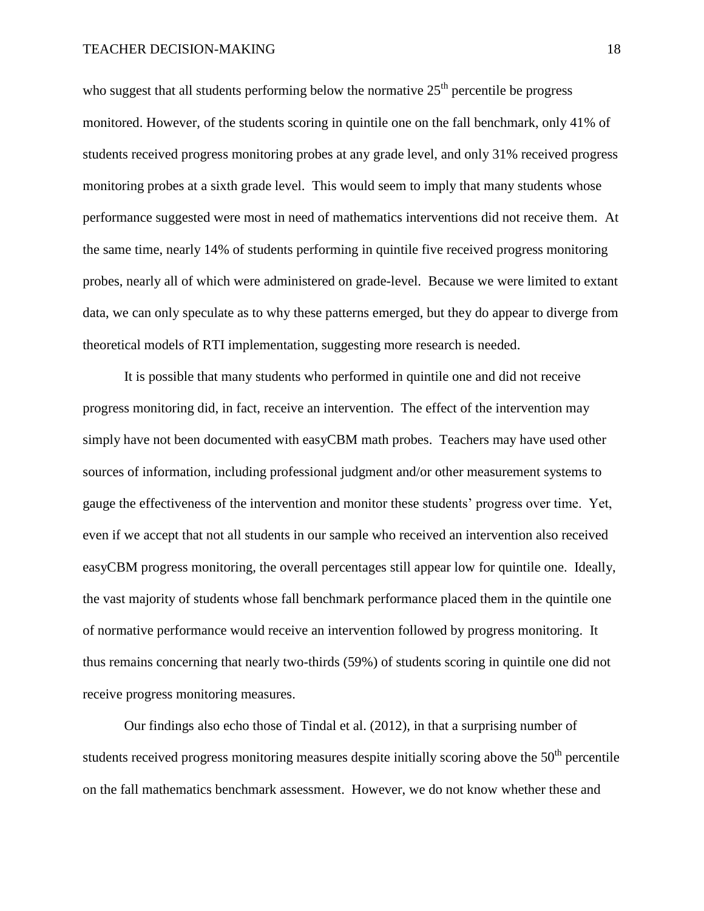who suggest that all students performing below the normative 25th percentile be progress monitored. However, of the students scoring in quintile one on the fall benchmark, only 41% of students received progress monitoring probes at any grade level, and only 31% received progress monitoring probes at a sixth grade level. This would seem to imply that many students whose performance suggested were most in need of mathematics interventions did not receive them. At the same time, nearly 14% of students performing in quintile five received progress monitoring probes, nearly all of which were administered on grade-level. Because we were limited to extant data, we can only speculate as to why these patterns emerged, but they do appear to diverge from theoretical models of RTI implementation, suggesting more research is needed.

It is possible that many students who performed in quintile one and did not receive progress monitoring did, in fact, receive an intervention. The effect of the intervention may simply have not been documented with easyCBM math probes. Teachers may have used other sources of information, including professional judgment and/or other measurement systems to gauge the effectiveness of the intervention and monitor these students' progress over time. Yet, even if we accept that not all students in our sample who received an intervention also received easyCBM progress monitoring, the overall percentages still appear low for quintile one. Ideally, the vast majority of students whose fall benchmark performance placed them in the quintile one of normative performance would receive an intervention followed by progress monitoring. It thus remains concerning that nearly two-thirds (59%) of students scoring in quintile one did not receive progress monitoring measures.

Our findings also echo those of Tindal et al. (2012), in that a surprising number of students received progress monitoring measures despite initially scoring above the 50th percentile on the fall mathematics benchmark assessment. However, we do not know whether these and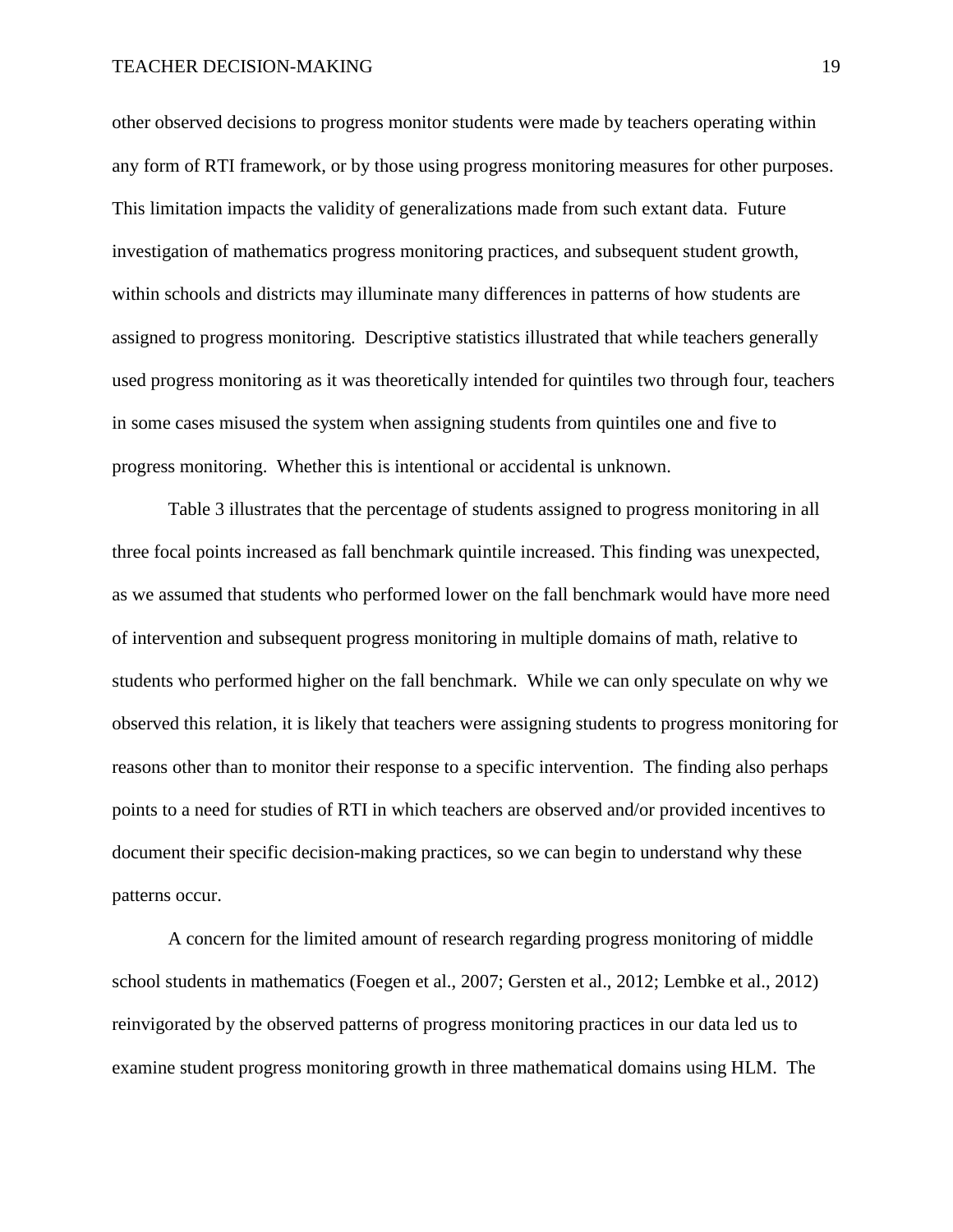other observed decisions to progress monitor students were made by teachers operating within any form of RTI framework, or by those using progress monitoring measures for other purposes. This limitation impacts the validity of generalizations made from such extant data. Future investigation of mathematics progress monitoring practices, and subsequent student growth, within schools and districts may illuminate many differences in patterns of how students are assigned to progress monitoring. Descriptive statistics illustrated that while teachers generally used progress monitoring as it was theoretically intended for quintiles two through four, teachers in some cases misused the system when assigning students from quintiles one and five to progress monitoring. Whether this is intentional or accidental is unknown.

Table 3 illustrates that the percentage of students assigned to progress monitoring in all three focal points increased as fall benchmark quintile increased. This finding was unexpected, as we assumed that students who performed lower on the fall benchmark would have more need of intervention and subsequent progress monitoring in multiple domains of math, relative to students who performed higher on the fall benchmark. While we can only speculate on why we observed this relation, it is likely that teachers were assigning students to progress monitoring for reasons other than to monitor their response to a specific intervention. The finding also perhaps points to a need for studies of RTI in which teachers are observed and/or provided incentives to document their specific decision-making practices, so we can begin to understand why these patterns occur.

A concern for the limited amount of research regarding progress monitoring of middle school students in mathematics (Foegen et al., 2007; Gersten et al., 2012; Lembke et al., 2012) reinvigorated by the observed patterns of progress monitoring practices in our data led us to examine student progress monitoring growth in three mathematical domains using HLM. The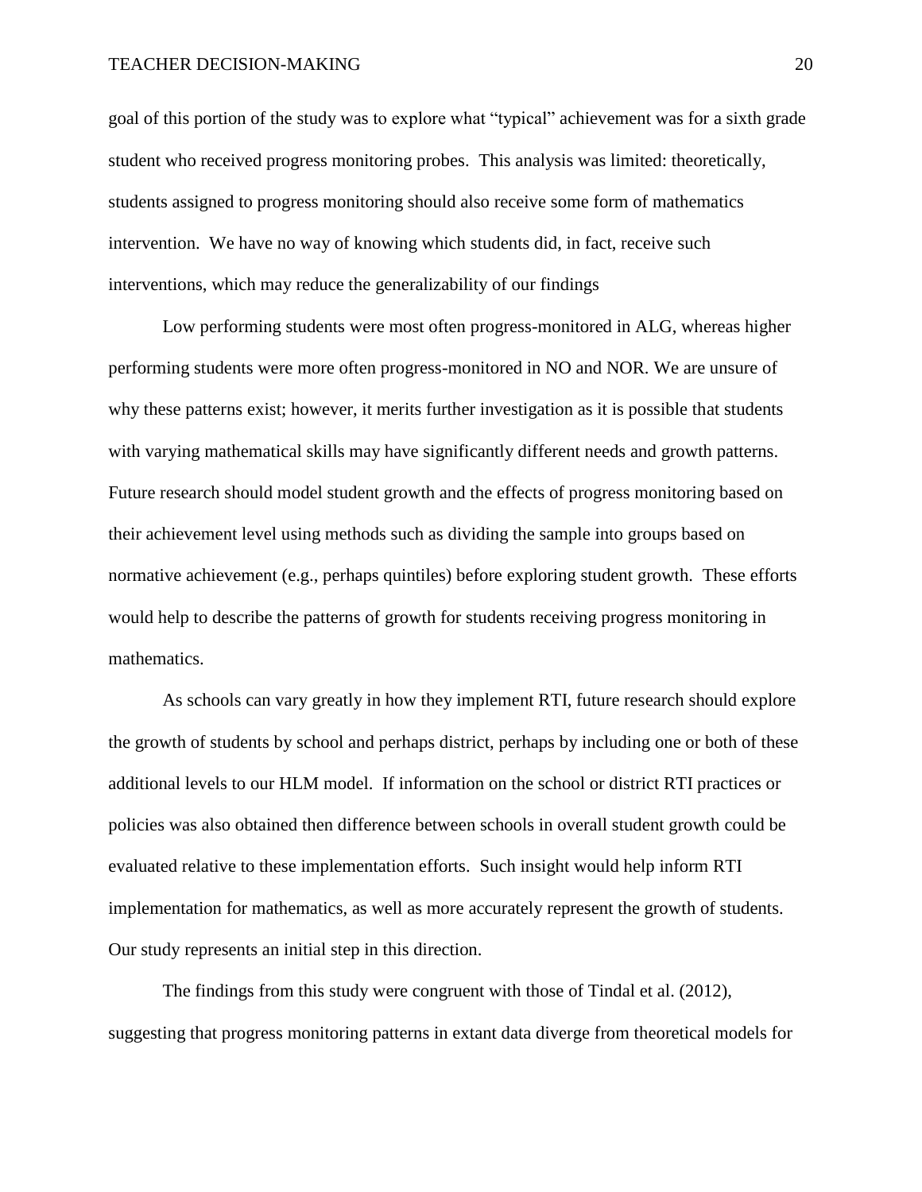goal of this portion of the study was to explore what "typical" achievement was for a sixth grade student who received progress monitoring probes. This analysis was limited: theoretically, students assigned to progress monitoring should also receive some form of mathematics intervention. We have no way of knowing which students did, in fact, receive such interventions, which may reduce the generalizability of our findings

Low performing students were most often progress-monitored in ALG, whereas higher performing students were more often progress-monitored in NO and NOR. We are unsure of why these patterns exist; however, it merits further investigation as it is possible that students with varying mathematical skills may have significantly different needs and growth patterns. Future research should model student growth and the effects of progress monitoring based on their achievement level using methods such as dividing the sample into groups based on normative achievement (e.g., perhaps quintiles) before exploring student growth. These efforts would help to describe the patterns of growth for students receiving progress monitoring in mathematics.

As schools can vary greatly in how they implement RTI, future research should explore the growth of students by school and perhaps district, perhaps by including one or both of these additional levels to our HLM model. If information on the school or district RTI practices or policies was also obtained then difference between schools in overall student growth could be evaluated relative to these implementation efforts. Such insight would help inform RTI implementation for mathematics, as well as more accurately represent the growth of students. Our study represents an initial step in this direction.

The findings from this study were congruent with those of Tindal et al. (2012), suggesting that progress monitoring patterns in extant data diverge from theoretical models for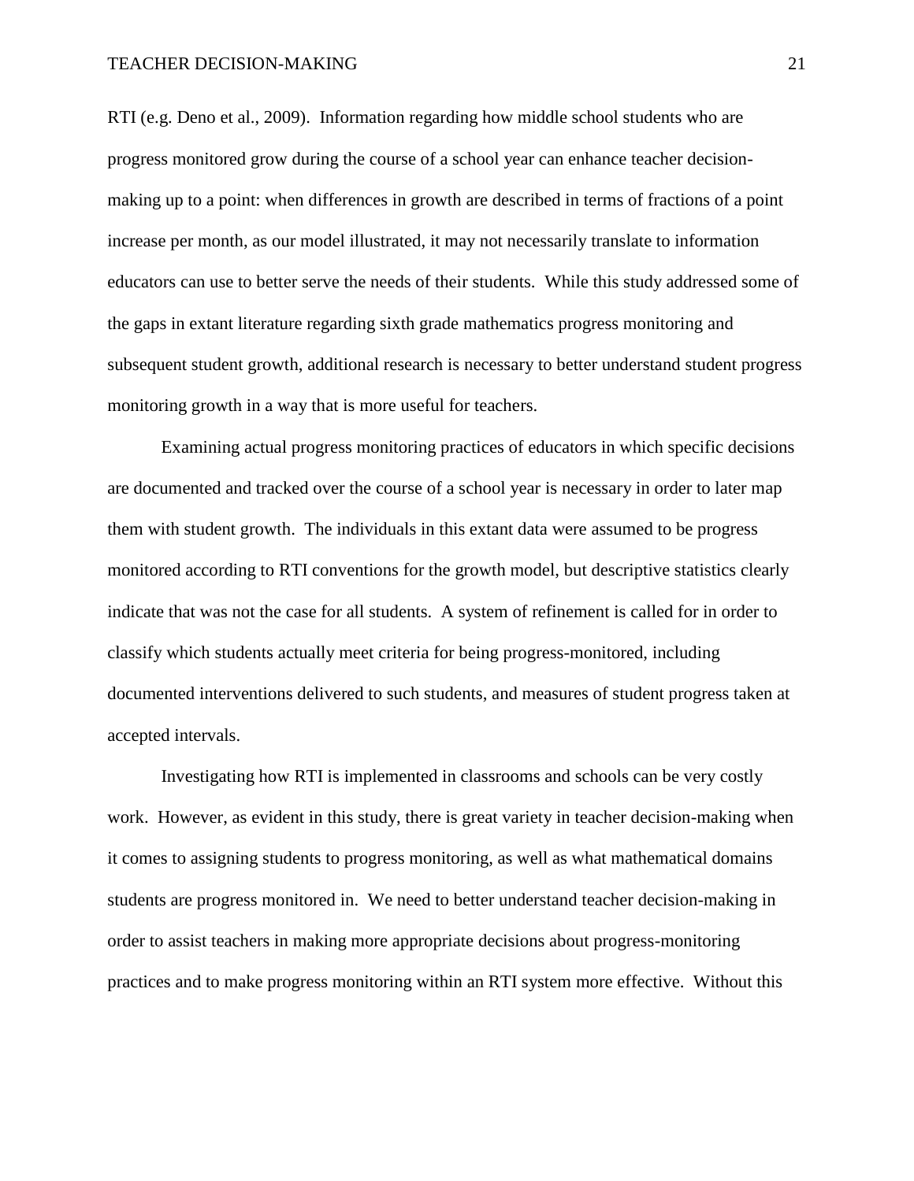RTI (e.g. Deno et al., 2009). Information regarding how middle school students who are progress monitored grow during the course of a school year can enhance teacher decision-making up to a point: when differences in growth are described in terms of fractions of a point increase per month, as our model illustrated, it may not necessarily translate to information educators can use to better serve the needs of their students. While this study addressed some of the gaps in extant literature regarding sixth grade mathematics progress monitoring and subsequent student growth, additional research is necessary to better understand student progress monitoring growth in a way that is more useful for teachers.

Examining actual progress monitoring practices of educators in which specific decisions are documented and tracked over the course of a school year is necessary in order to later map them with student growth. The individuals in this extant data were assumed to be progress monitored according to RTI conventions for the growth model, but descriptive statistics clearly indicate that was not the case for all students. A system of refinement is called for in order to classify which students actually meet criteria for being progress-monitored, including documented interventions delivered to such students, and measures of student progress taken at accepted intervals.

Investigating how RTI is implemented in classrooms and schools can be very costly work. However, as evident in this study, there is great variety in teacher decision-making when it comes to assigning students to progress monitoring, as well as what mathematical domains students are progress monitored in. We need to better understand teacher decision-making in order to assist teachers in making more appropriate decisions about progress-monitoring practices and to make progress monitoring within an RTI system more effective. Without this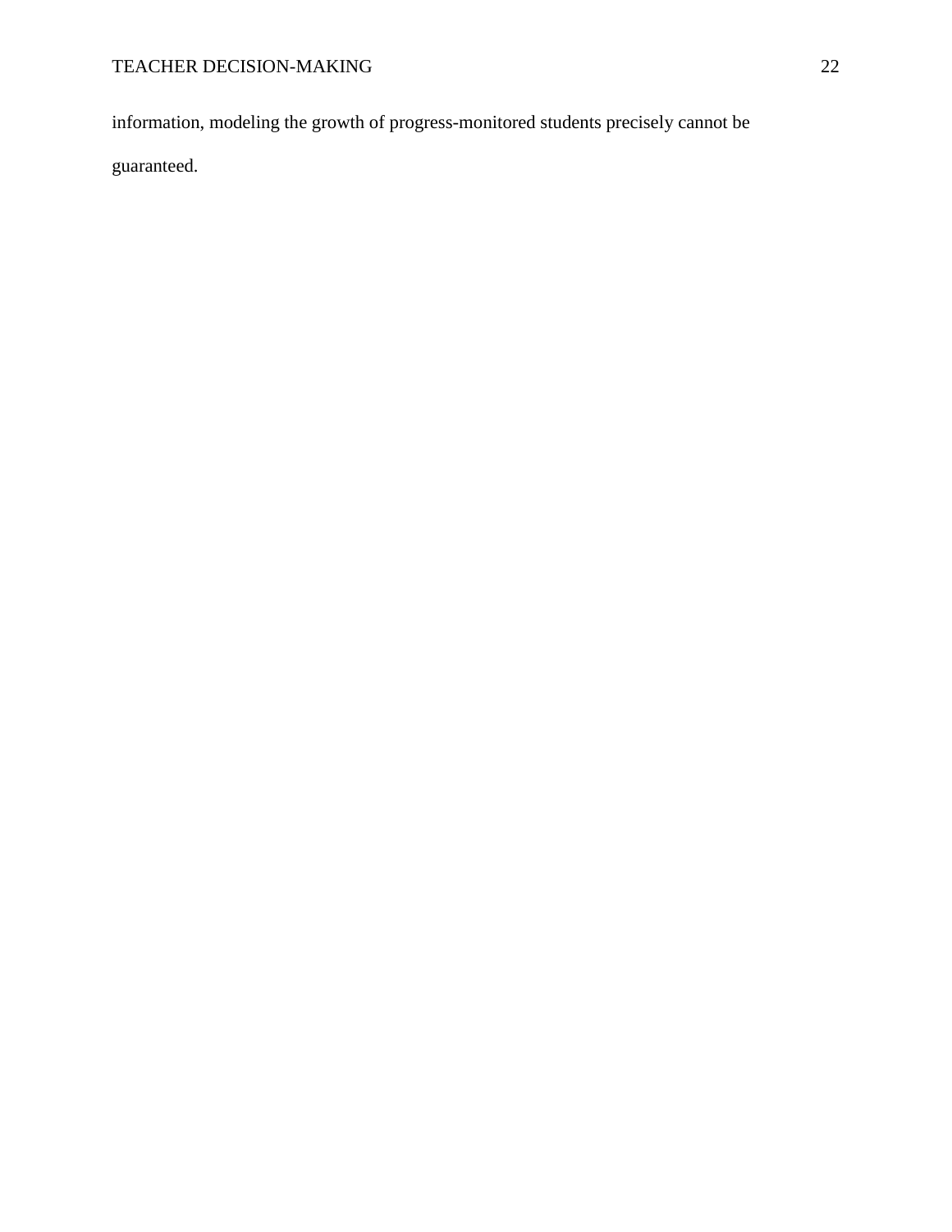information, modeling the growth of progress-monitored students precisely cannot be guaranteed.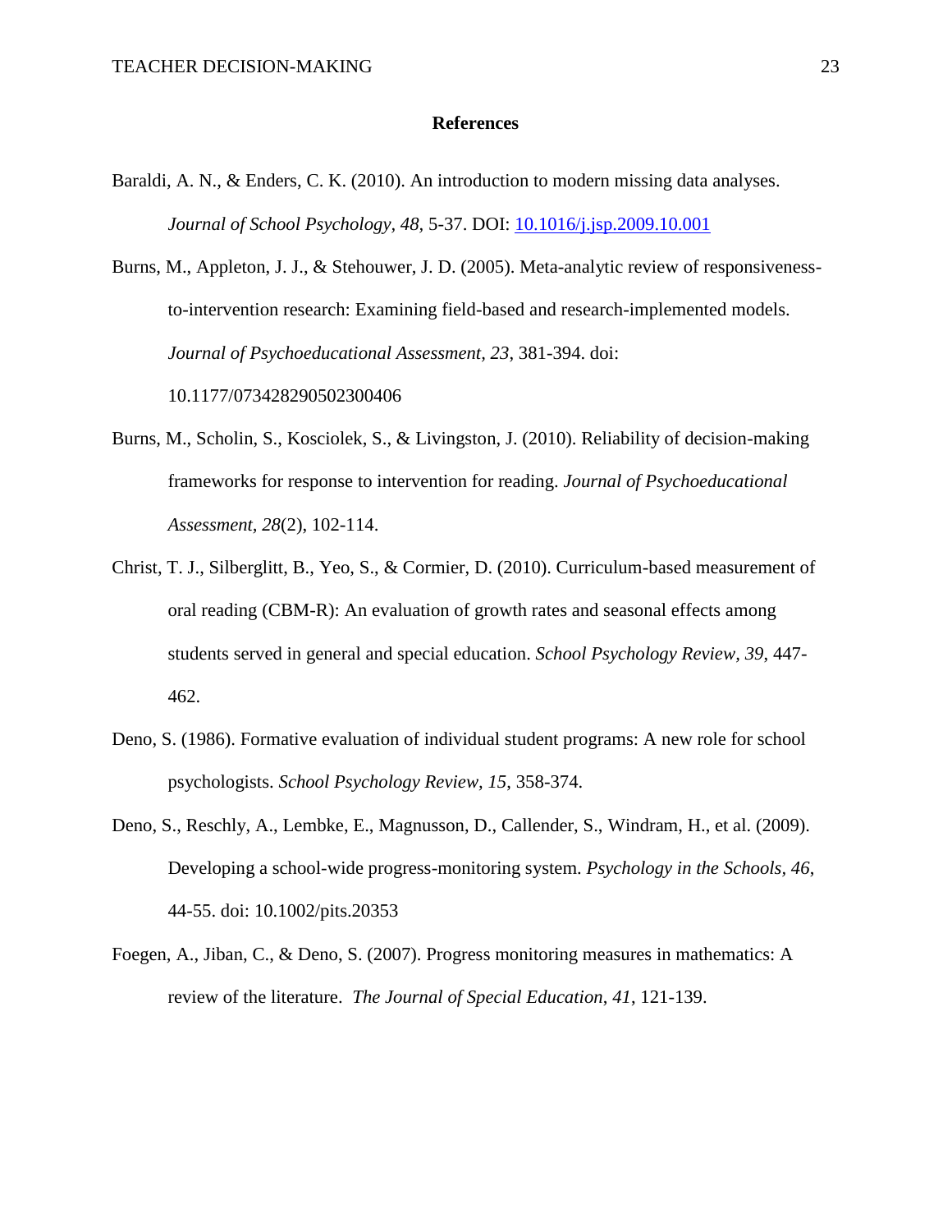# References

Baraldi, A. N., & Enders, C. K. (2010). An introduction to modern missing data analyses. *Journal of School Psychology, 48,* 5-37. DOI: 10.1016/j.jsp.2009.10.001

Burns, M., Appleton, J. J., & Stehouwer, J. D. (2005). Meta-analytic review of responsiveness-to-intervention research: Examining field-based and research-implemented models. *Journal of Psychoeducational Assessment, 23*, 381-394. doi: 10.1177/073428290502300406

Burns, M., Scholin, S., Kosciolek, S., & Livingston, J. (2010). Reliability of decision-making frameworks for response to intervention for reading. *Journal of Psychoeducational Assessment, 28*(2), 102-114.

Christ, T. J., Silberglitt, B., Yeo, S., & Cormier, D. (2010). Curriculum-based measurement of oral reading (CBM-R): An evaluation of growth rates and seasonal effects among students served in general and special education. *School Psychology Review, 39,* 447-462.

Deno, S. (1986). Formative evaluation of individual student programs: A new role for school psychologists. *School Psychology Review, 15*, 358-374.

Deno, S., Reschly, A., Lembke, E., Magnusson, D., Callender, S., Windram, H., et al. (2009). Developing a school-wide progress-monitoring system. *Psychology in the Schools, 46,* 44-55. doi: 10.1002/pits.20353

Foegen, A., Jiban, C., & Deno, S. (2007). Progress monitoring measures in mathematics: A review of the literature. *The Journal of Special Education*, *41*, 121-139.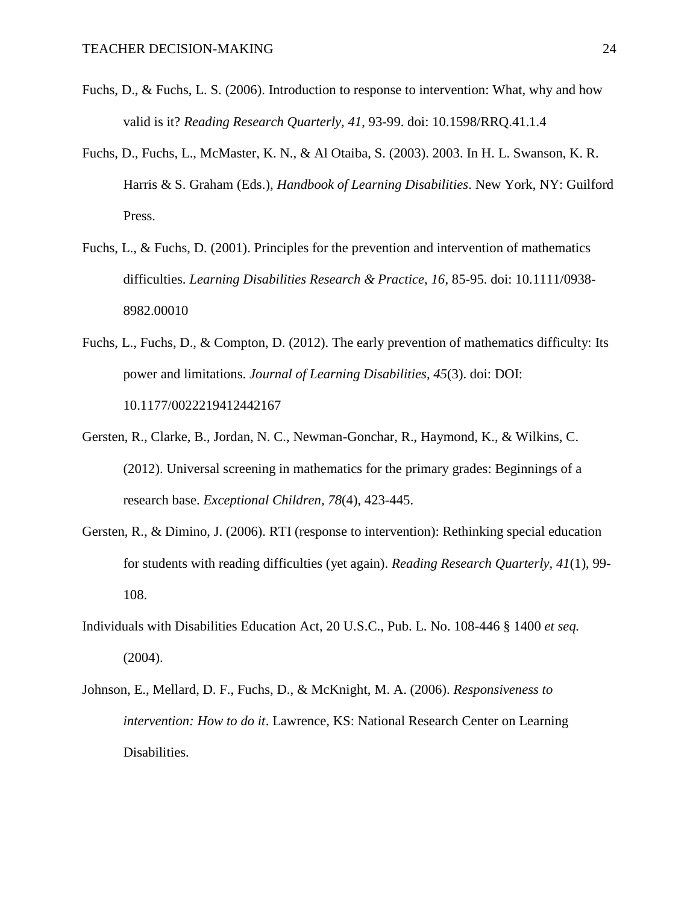Fuchs, D., & Fuchs, L. S. (2006). Introduction to response to intervention: What, why and how valid is it? *Reading Research Quarterly, 41*, 93-99. doi: 10.1598/RRQ.41.1.4

Fuchs, D., Fuchs, L., McMaster, K. N., & Al Otaiba, S. (2003). 2003. In H. L. Swanson, K. R. Harris & S. Graham (Eds.), *Handbook of Learning Disabilities*. New York, NY: Guilford Press.

Fuchs, L., & Fuchs, D. (2001). Principles for the prevention and intervention of mathematics difficulties. *Learning Disabilities Research & Practice, 16*, 85-95. doi: 10.1111/0938-8982.00010

Fuchs, L., Fuchs, D., & Compton, D. (2012). The early prevention of mathematics difficulty: Its power and limitations. *Journal of Learning Disabilities, 45*(3). doi: DOI: 10.1177/0022219412442167

Gersten, R., Clarke, B., Jordan, N. C., Newman-Gonchar, R., Haymond, K., & Wilkins, C. (2012). Universal screening in mathematics for the primary grades: Beginnings of a research base. *Exceptional Children, 78*(4), 423-445.

Gersten, R., & Dimino, J. (2006). RTI (response to intervention): Rethinking special education for students with reading difficulties (yet again). *Reading Research Quarterly, 41*(1), 99-108.

Individuals with Disabilities Education Act, 20 U.S.C., Pub. L. No. 108-446 § 1400 *et seq.* (2004).

Johnson, E., Mellard, D. F., Fuchs, D., & McKnight, M. A. (2006). *Responsiveness to intervention: How to do it*. Lawrence, KS: National Research Center on Learning Disabilities.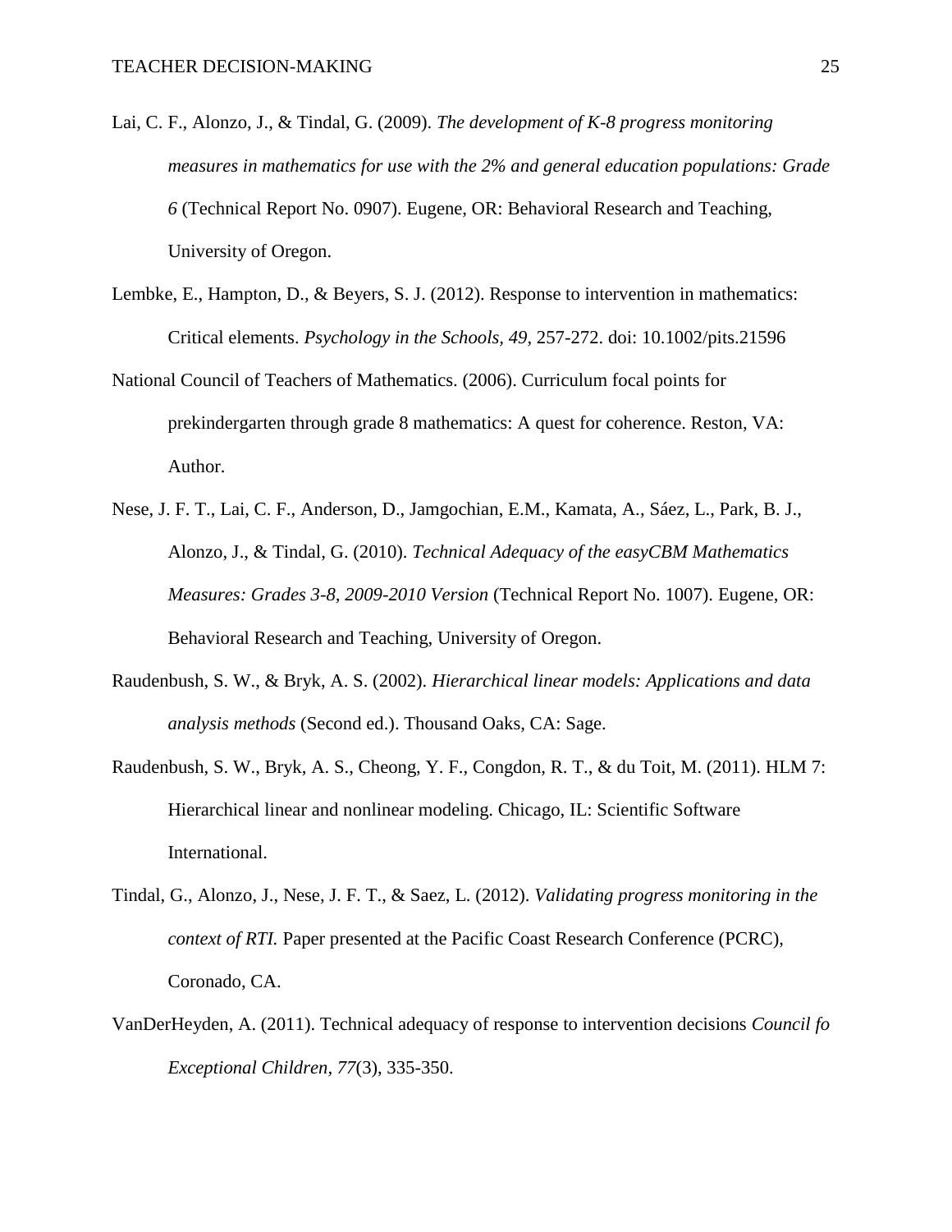Lai, C. F., Alonzo, J., & Tindal, G. (2009). *The development of K-8 progress monitoring measures in mathematics for use with the 2% and general education populations: Grade 6* (Technical Report No. 0907). Eugene, OR: Behavioral Research and Teaching, University of Oregon.

Lembke, E., Hampton, D., & Beyers, S. J. (2012). Response to intervention in mathematics: Critical elements. *Psychology in the Schools, 49*, 257-272. doi: 10.1002/pits.21596

National Council of Teachers of Mathematics. (2006). Curriculum focal points for prekindergarten through grade 8 mathematics: A quest for coherence. Reston, VA: Author.

Nese, J. F. T., Lai, C. F., Anderson, D., Jamgochian, E.M., Kamata, A., Sáez, L., Park, B. J., Alonzo, J., & Tindal, G. (2010). *Technical Adequacy of the easyCBM Mathematics Measures: Grades 3-8, 2009-2010 Version* (Technical Report No. 1007). Eugene, OR: Behavioral Research and Teaching, University of Oregon.

Raudenbush, S. W., & Bryk, A. S. (2002). *Hierarchical linear models: Applications and data analysis methods* (Second ed.). Thousand Oaks, CA: Sage.

Raudenbush, S. W., Bryk, A. S., Cheong, Y. F., Congdon, R. T., & du Toit, M. (2011). HLM 7: Hierarchical linear and nonlinear modeling. Chicago, IL: Scientific Software International.

Tindal, G., Alonzo, J., Nese, J. F. T., & Saez, L. (2012). *Validating progress monitoring in the context of RTI.* Paper presented at the Pacific Coast Research Conference (PCRC), Coronado, CA.

VanDerHeyden, A. (2011). Technical adequacy of response to intervention decisions *Council fo Exceptional Children, 77*(3), 335-350.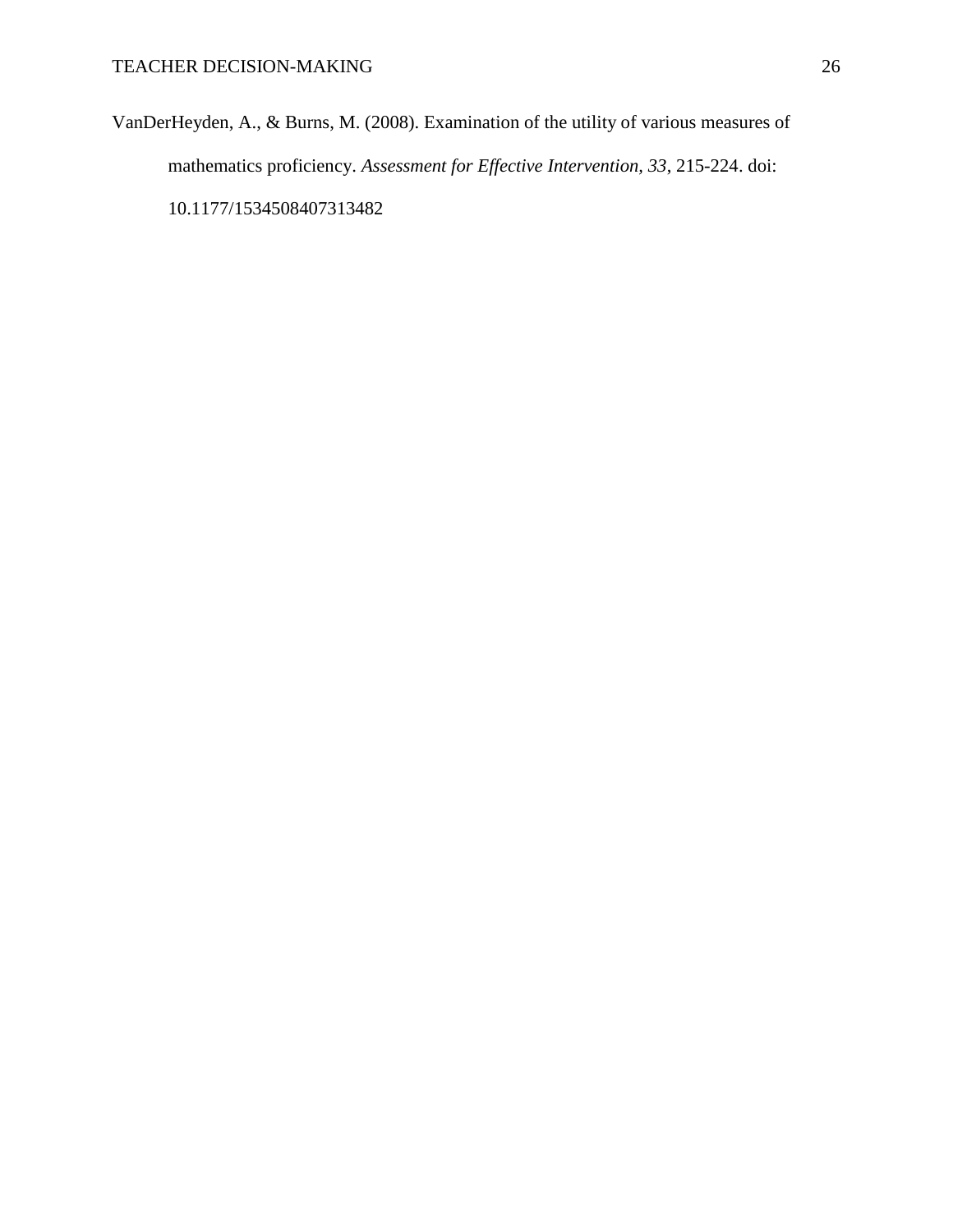VanDerHeyden, A., & Burns, M. (2008). Examination of the utility of various measures of mathematics proficiency. *Assessment for Effective Intervention, 33*, 215-224. doi: 10.1177/1534508407313482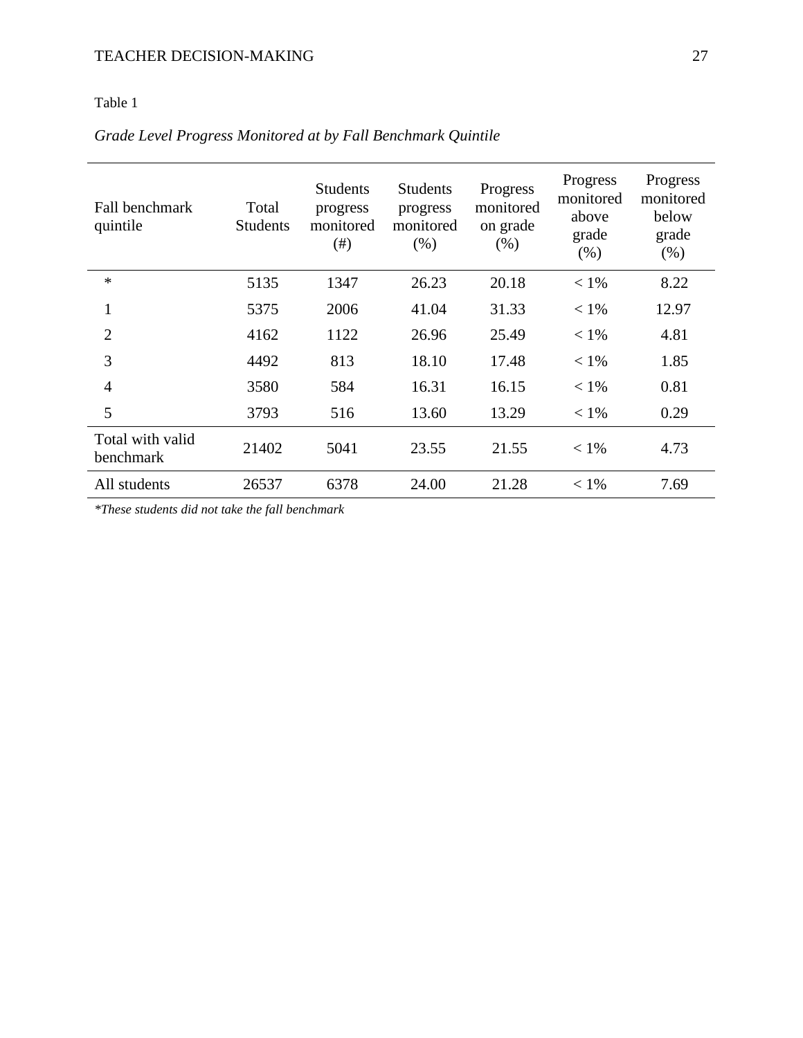Table 1

*Grade Level Progress Monitored at by Fall Benchmark Quintile*

| Fall benchmark quintile | Total Students | Students progress monitored (#) | Students progress monitored (%) | Progress monitored on grade (%) | Progress monitored above grade (%) | Progress monitored below grade (%) |
|---|---|---|---|---|---|---|
| * | 5135 | 1347 | 26.23 | 20.18 | < 1% | 8.22 |
| 1 | 5375 | 2006 | 41.04 | 31.33 | < 1% | 12.97 |
| 2 | 4162 | 1122 | 26.96 | 25.49 | < 1% | 4.81 |
| 3 | 4492 | 813 | 18.10 | 17.48 | < 1% | 1.85 |
| 4 | 3580 | 584 | 16.31 | 16.15 | < 1% | 0.81 |
| 5 | 3793 | 516 | 13.60 | 13.29 | < 1% | 0.29 |
| Total with valid benchmark | 21402 | 5041 | 23.55 | 21.55 | < 1% | 4.73 |
| All students | 26537 | 6378 | 24.00 | 21.28 | < 1% | 7.69 |

**These students did not take the fall benchmark*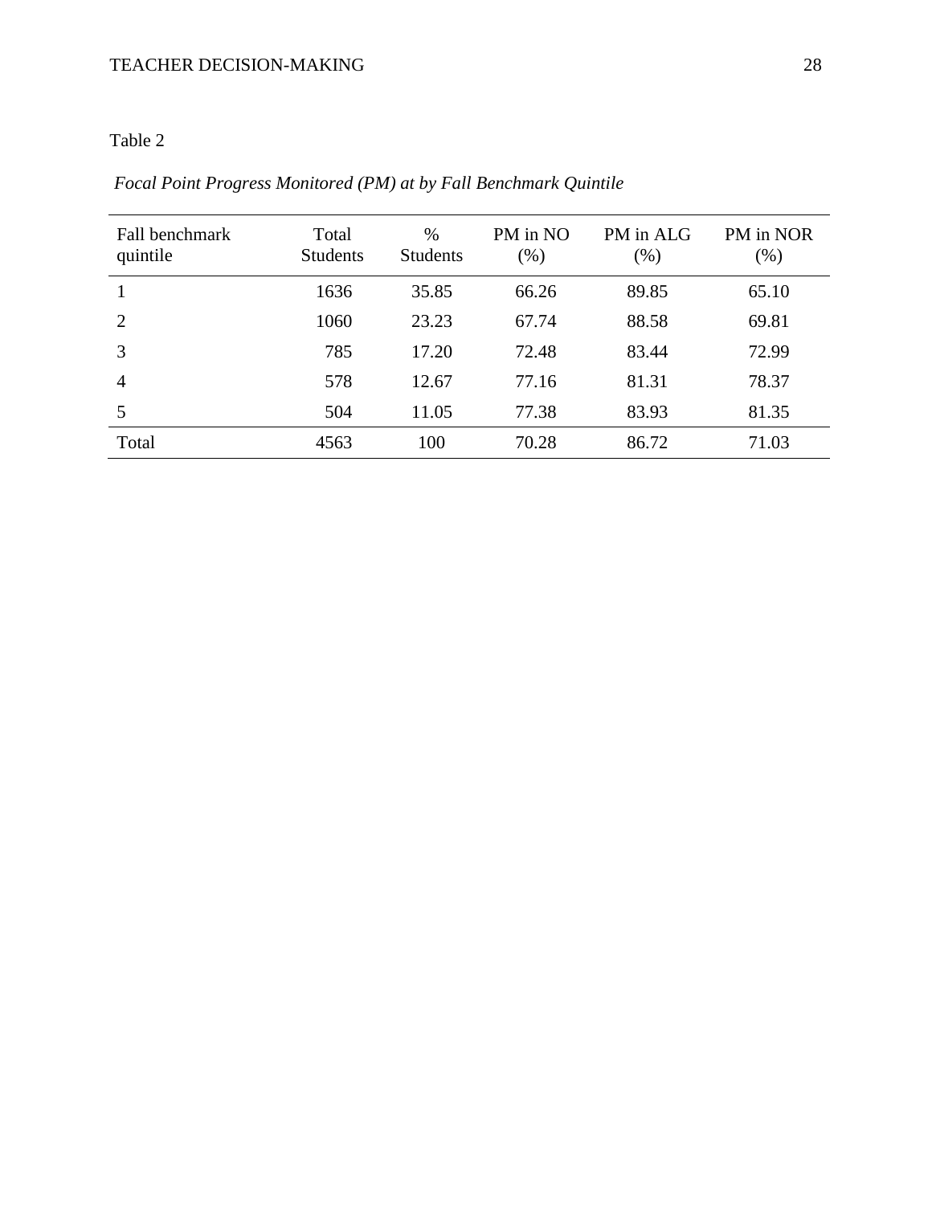Table 2

*Focal Point Progress Monitored (PM) at by Fall Benchmark Quintile*

| Fall benchmark quintile | Total Students | % Students | PM in NO (%) | PM in ALG (%) | PM in NOR (%) |
|---|---|---|---|---|---|
| 1 | 1636 | 35.85 | 66.26 | 89.85 | 65.10 |
| 2 | 1060 | 23.23 | 67.74 | 88.58 | 69.81 |
| 3 | 785 | 17.20 | 72.48 | 83.44 | 72.99 |
| 4 | 578 | 12.67 | 77.16 | 81.31 | 78.37 |
| 5 | 504 | 11.05 | 77.38 | 83.93 | 81.35 |
| Total | 4563 | 100 | 70.28 | 86.72 | 71.03 |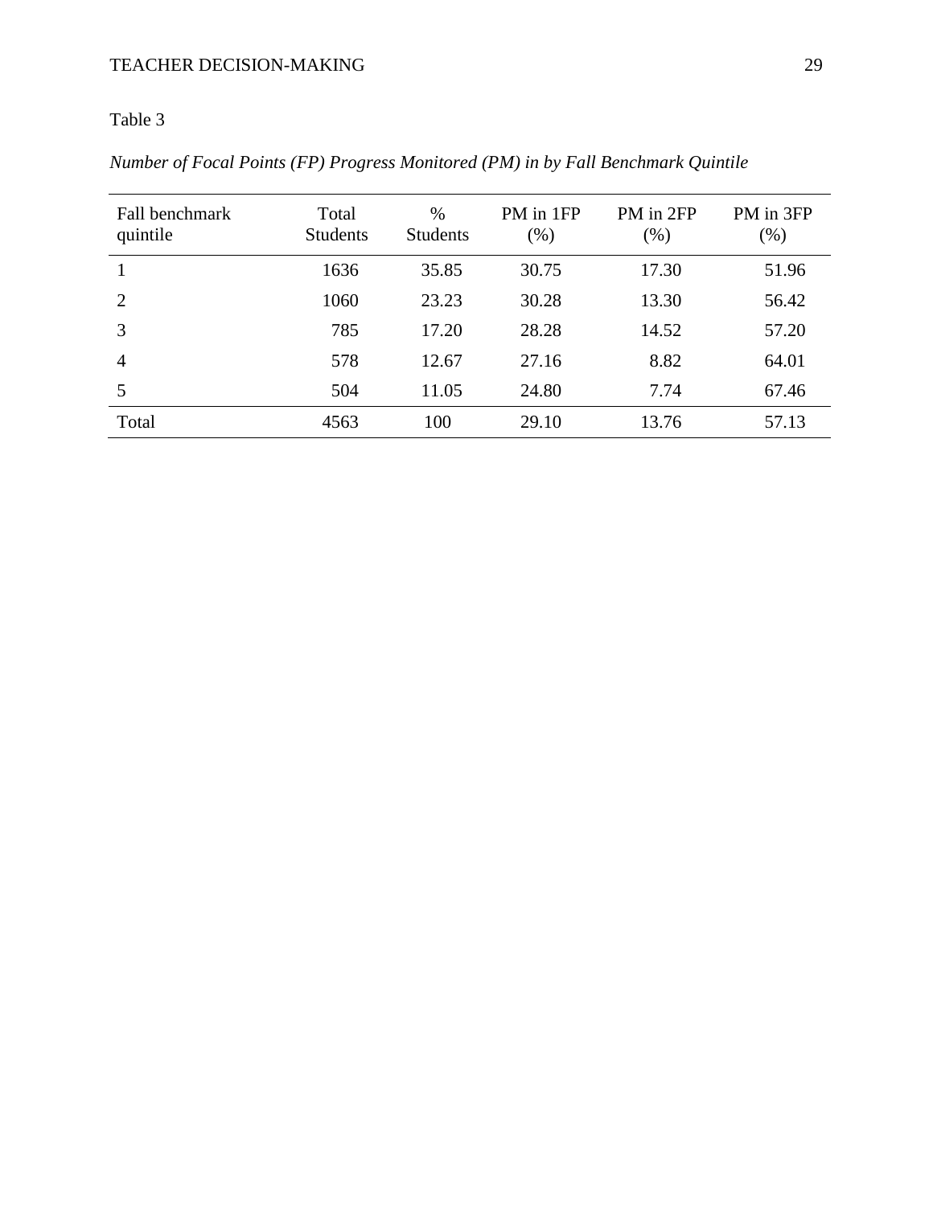Table 3

*Number of Focal Points (FP) Progress Monitored (PM) in by Fall Benchmark Quintile*

| Fall benchmark quintile | Total Students | % Students | PM in 1FP (%) | PM in 2FP (%) | PM in 3FP (%) |
|---|---|---|---|---|---|
| 1 | 1636 | 35.85 | 30.75 | 17.30 | 51.96 |
| 2 | 1060 | 23.23 | 30.28 | 13.30 | 56.42 |
| 3 | 785 | 17.20 | 28.28 | 14.52 | 57.20 |
| 4 | 578 | 12.67 | 27.16 | 8.82 | 64.01 |
| 5 | 504 | 11.05 | 24.80 | 7.74 | 67.46 |
| Total | 4563 | 100 | 29.10 | 13.76 | 57.13 |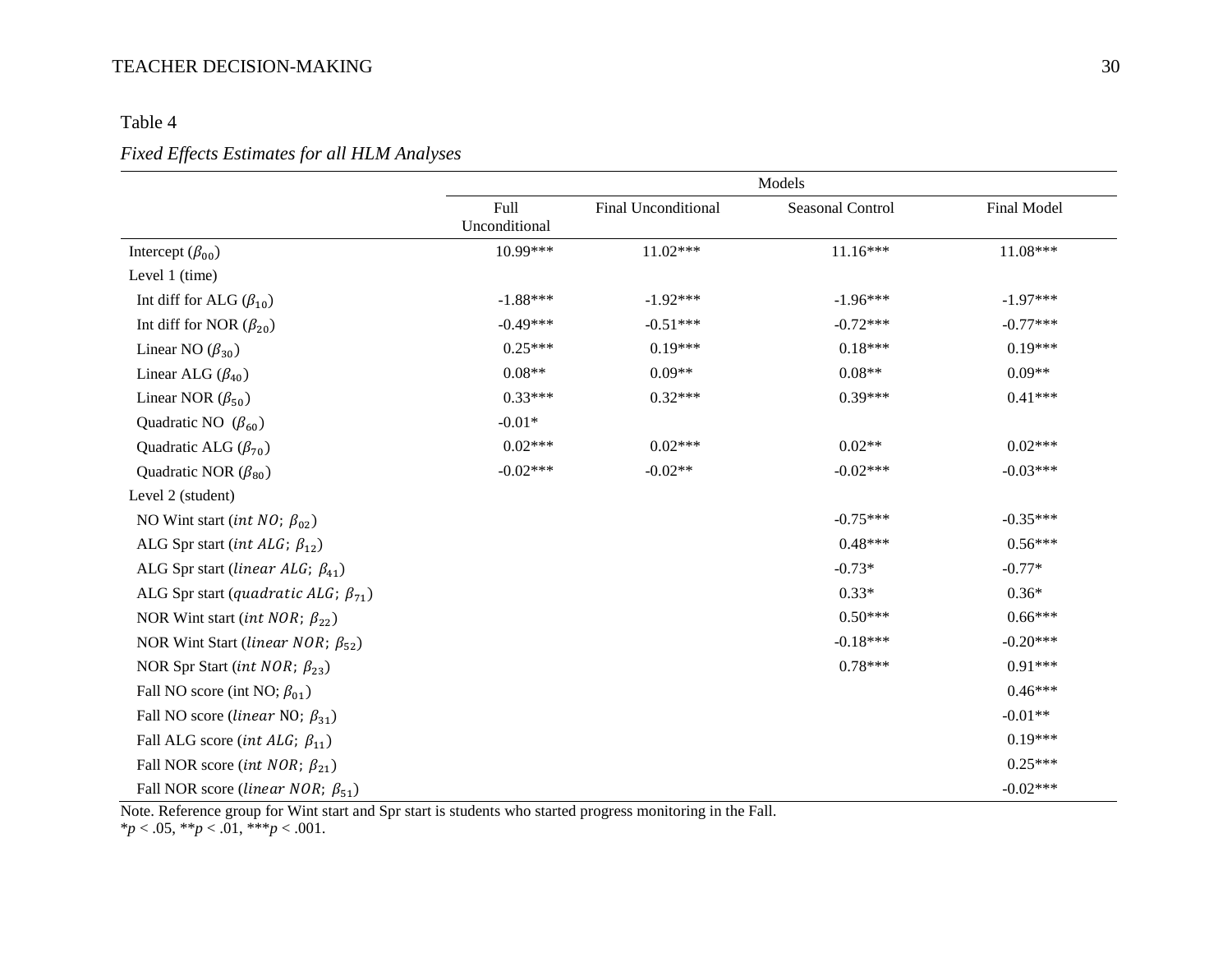Table 4

*Fixed Effects Estimates for all HLM Analyses*

| | Models | | | |
|---|---|---|---|---|
| | Full Unconditional | Final Unconditional | Seasonal Control | Final Model |
| Intercept ($\beta_{00}$) | 10.99*** | 11.02*** | 11.16*** | 11.08*** |
| Level 1 (time) | | | | |
| Int diff for ALG ($\beta_{10}$) | -1.88*** | -1.92*** | -1.96*** | -1.97*** |
| Int diff for NOR ($\beta_{20}$) | -0.49*** | -0.51*** | -0.72*** | -0.77*** |
| Linear NO ($\beta_{30}$) | 0.25*** | 0.19*** | 0.18*** | 0.19*** |
| Linear ALG ($\beta_{40}$) | 0.08** | 0.09** | 0.08** | 0.09** |
| Linear NOR ($\beta_{50}$) | 0.33*** | 0.32*** | 0.39*** | 0.41*** |
| Quadratic NO ($\beta_{60}$) | -0.01* | | | |
| Quadratic ALG ($\beta_{70}$) | 0.02*** | 0.02*** | 0.02** | 0.02*** |
| Quadratic NOR ($\beta_{80}$) | -0.02*** | -0.02** | -0.02*** | -0.03*** |
| Level 2 (student) | | | | |
| NO Wint start ($int\ NO$; $\beta_{02}$) | | | -0.75*** | -0.35*** |
| ALG Spr start ($int\ ALG$; $\beta_{12}$) | | | 0.48*** | 0.56*** |
| ALG Spr start ($linear\ ALG$; $\beta_{41}$) | | | -0.73* | -0.77* |
| ALG Spr start ($quadratic\ ALG$; $\beta_{71}$) | | | 0.33* | 0.36* |
| NOR Wint start ($int\ NOR$; $\beta_{22}$) | | | 0.50*** | 0.66*** |
| NOR Wint Start ($linear\ NOR$; $\beta_{52}$) | | | -0.18*** | -0.20*** |
| NOR Spr Start ($int\ NOR$; $\beta_{23}$) | | | 0.78*** | 0.91*** |
| Fall NO score (int NO; $\beta_{01}$) | | | | 0.46*** |
| Fall NO score ($linear$ NO; $\beta_{31}$) | | | | -0.01** |
| Fall ALG score ($int\ ALG$; $\beta_{11}$) | | | | 0.19*** |
| Fall NOR score ($int\ NOR$; $\beta_{21}$) | | | | 0.25*** |
| Fall NOR score ($linear\ NOR$; $\beta_{51}$) | | | | -0.02*** |

Note. Reference group for Wint start and Spr start is students who started progress monitoring in the Fall.
*$p < .05$, **$p < .01$, ***$p < .001$.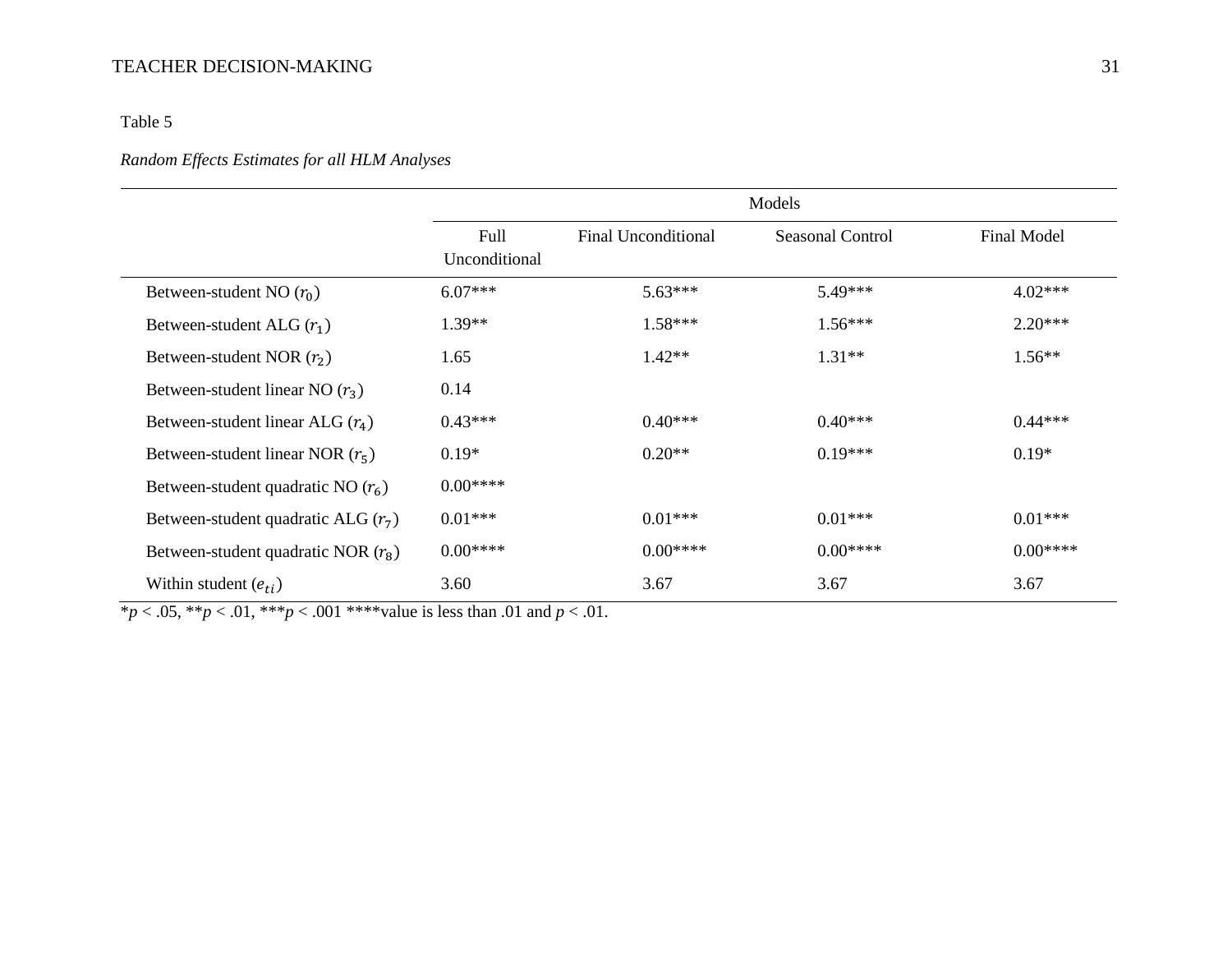Table 5

*Random Effects Estimates for all HLM Analyses*

| | Models | | | |
|---|---|---|---|---|
| | Full Unconditional | Final Unconditional | Seasonal Control | Final Model |
| Between-student NO ($r_0$) | 6.07*** | 5.63*** | 5.49*** | 4.02*** |
| Between-student ALG ($r_1$) | 1.39** | 1.58*** | 1.56*** | 2.20*** |
| Between-student NOR ($r_2$) | 1.65 | 1.42** | 1.31** | 1.56** |
| Between-student linear NO ($r_3$) | 0.14 | | | |
| Between-student linear ALG ($r_4$) | 0.43*** | 0.40*** | 0.40*** | 0.44*** |
| Between-student linear NOR ($r_5$) | 0.19* | 0.20** | 0.19*** | 0.19* |
| Between-student quadratic NO ($r_6$) | 0.00**** | | | |
| Between-student quadratic ALG ($r_7$) | 0.01*** | 0.01*** | 0.01*** | 0.01*** |
| Between-student quadratic NOR ($r_8$) | 0.00**** | 0.00**** | 0.00**** | 0.00**** |
| Within student ($e_{ti}$) | 3.60 | 3.67 | 3.67 | 3.67 |

*$p < .05$, **$p < .01$, ***$p < .001$ ****value is less than .01 and $p < .01$.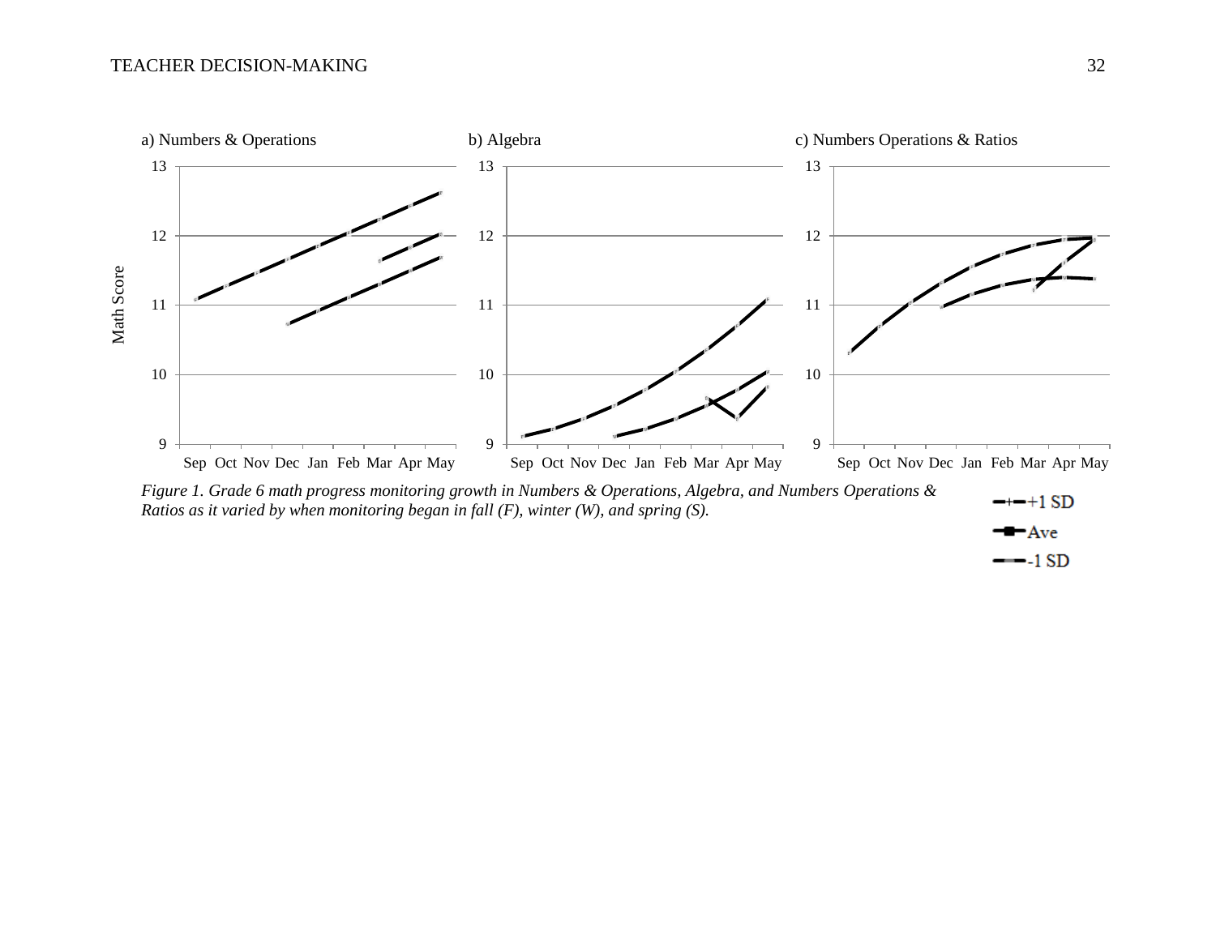a) Numbers & Operations

b) Algebra

c) Numbers Operations & Ratios

*Figure 1. Grade 6 math progress monitoring growth in Numbers & Operations, Algebra, and Numbers Operations & Ratios as it varied by when monitoring began in fall (F), winter (W), and spring (S).*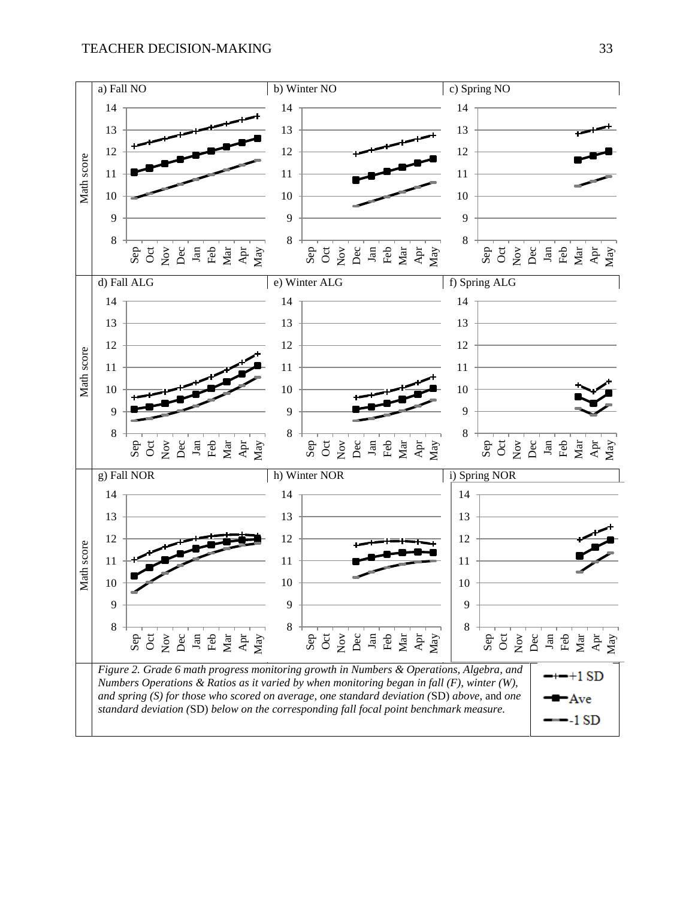*Figure 2.* *Grade 6 math progress monitoring growth in Numbers & Operations, Algebra, and Numbers Operations & Ratios as it varied by when monitoring began in fall (F), winter (W), and spring (S) for those who scored on average, one standard deviation (*SD*) above*, and *one standard deviation (*SD*) below on the corresponding fall focal point benchmark measure.*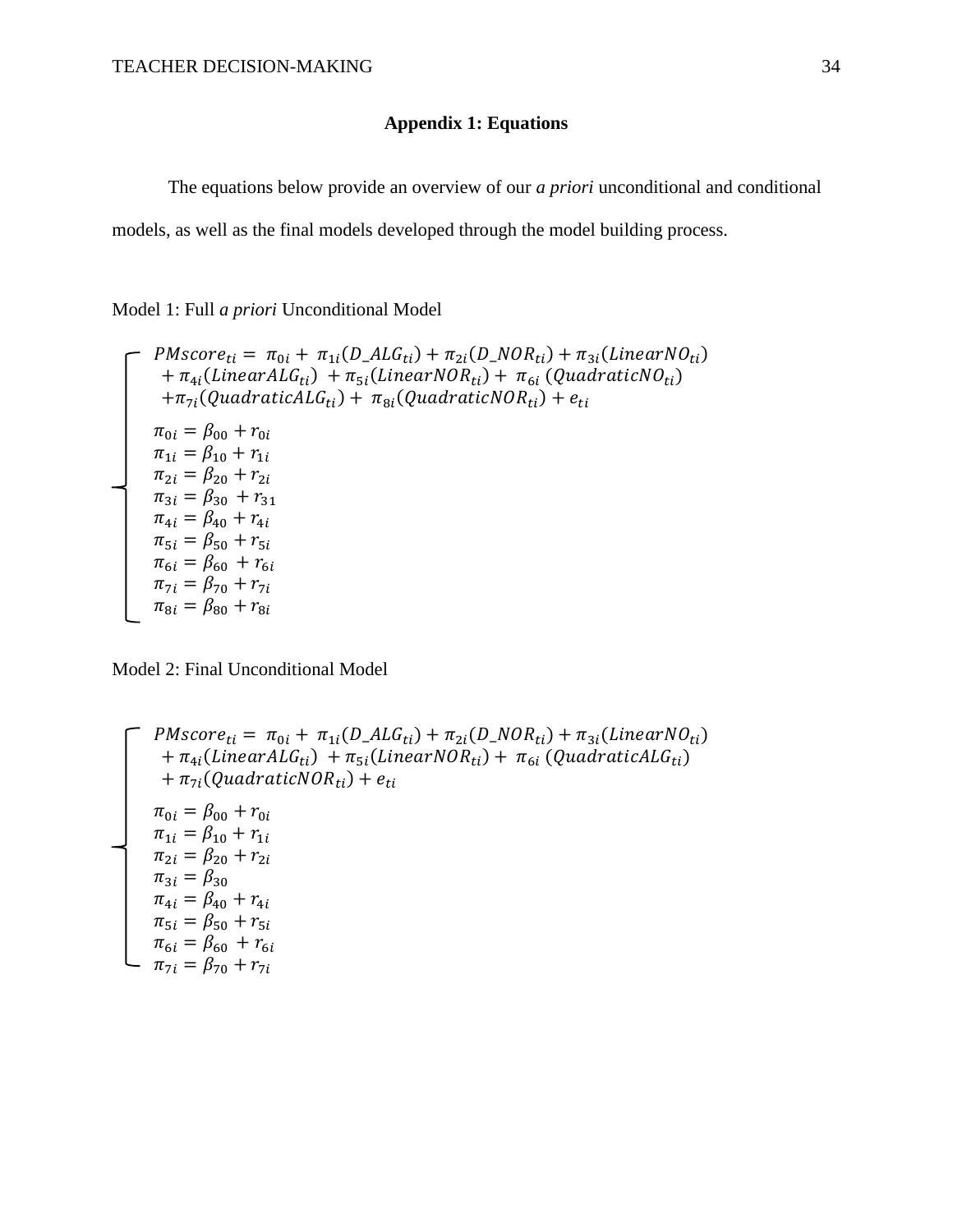## Appendix 1: Equations

The equations below provide an overview of our *a priori* unconditional and conditional models, as well as the final models developed through the model building process.

Model 1: Full *a priori* Unconditional Model

$$
\begin{cases}
PMscore_{ti} = \pi_{0i} + \pi_{1i}(D\_ALG_{ti}) + \pi_{2i}(D\_NOR_{ti}) + \pi_{3i}(LinearNO_{ti}) \\
\quad + \pi_{4i}(LinearALG_{ti}) + \pi_{5i}(LinearNOR_{ti}) + \pi_{6i}(QuadraticNO_{ti}) \\
\quad + \pi_{7i}(QuadraticALG_{ti}) + \pi_{8i}(QuadraticNOR_{ti}) + e_{ti} \\
\pi_{0i} = \beta_{00} + r_{0i} \\
\pi_{1i} = \beta_{10} + r_{1i} \\
\pi_{2i} = \beta_{20} + r_{2i} \\
\pi_{3i} = \beta_{30} + r_{31} \\
\pi_{4i} = \beta_{40} + r_{4i} \\
\pi_{5i} = \beta_{50} + r_{5i} \\
\pi_{6i} = \beta_{60} + r_{6i} \\
\pi_{7i} = \beta_{70} + r_{7i} \\
\pi_{8i} = \beta_{80} + r_{8i}
\end{cases}
$$

Model 2: Final Unconditional Model

$$
\begin{cases}
PMscore_{ti} = \pi_{0i} + \pi_{1i}(D\_ALG_{ti}) + \pi_{2i}(D\_NOR_{ti}) + \pi_{3i}(LinearNO_{ti}) \\
\quad + \pi_{4i}(LinearALG_{ti}) + \pi_{5i}(LinearNOR_{ti}) + \pi_{6i}(QuadraticALG_{ti}) \\
\quad + \pi_{7i}(QuadraticNOR_{ti}) + e_{ti} \\
\pi_{0i} = \beta_{00} + r_{0i} \\
\pi_{1i} = \beta_{10} + r_{1i} \\
\pi_{2i} = \beta_{20} + r_{2i} \\
\pi_{3i} = \beta_{30} \\
\pi_{4i} = \beta_{40} + r_{4i} \\
\pi_{5i} = \beta_{50} + r_{5i} \\
\pi_{6i} = \beta_{60} + r_{6i} \\
\pi_{7i} = \beta_{70} + r_{7i}
\end{cases}
$$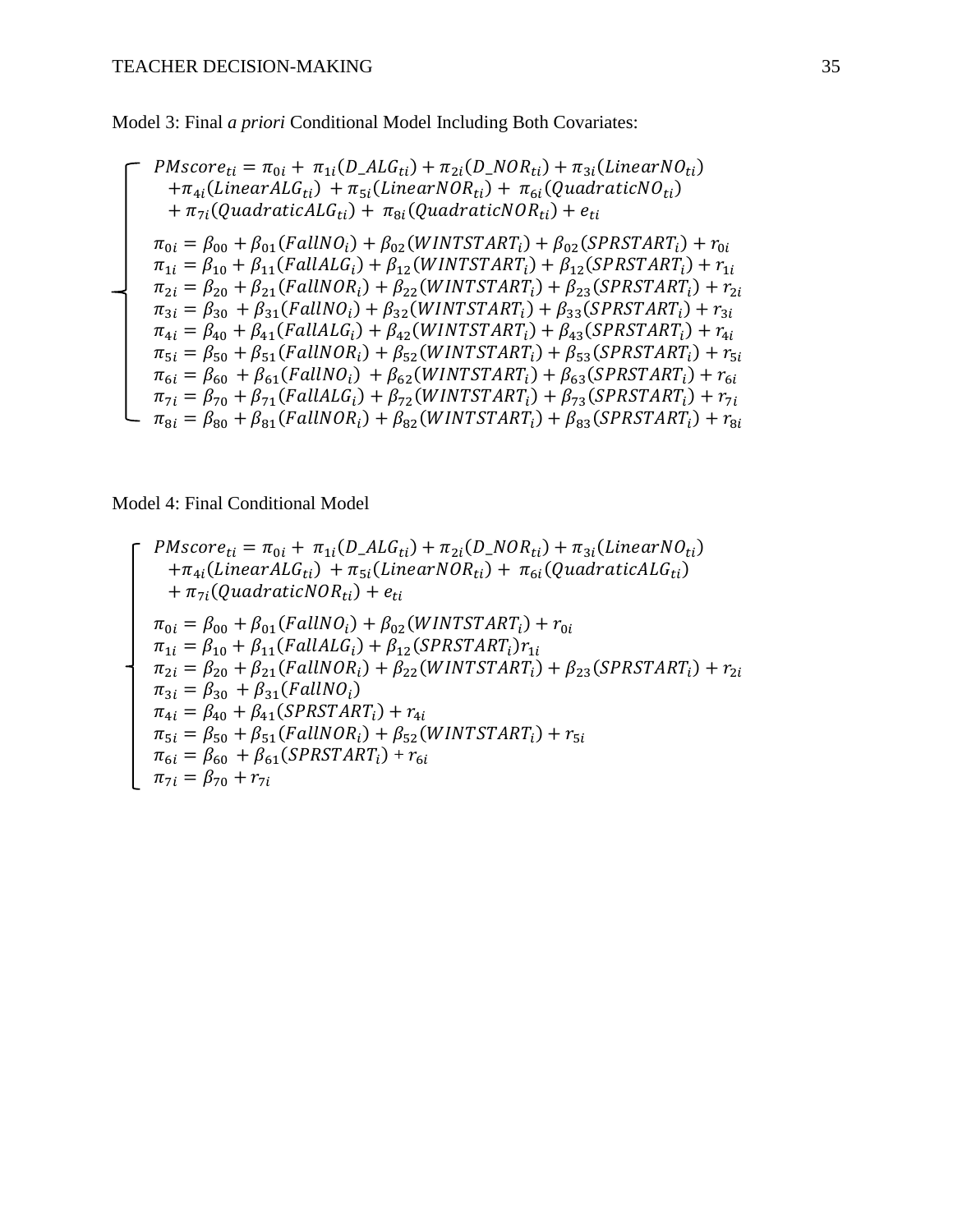Model 3: Final *a priori* Conditional Model Including Both Covariates:

$$
\begin{cases}
PMscore_{ti} = \pi_{0i} + \pi_{1i}(D\_ALG_{ti}) + \pi_{2i}(D\_NOR_{ti}) + \pi_{3i}(LinearNO_{ti}) \\
\quad + \pi_{4i}(LinearALG_{ti}) + \pi_{5i}(LinearNOR_{ti}) + \pi_{6i}(QuadraticNO_{ti}) \\
\quad + \pi_{7i}(QuadraticALG_{ti}) + \pi_{8i}(QuadraticNOR_{ti}) + e_{ti} \\
\pi_{0i} = \beta_{00} + \beta_{01}(FallNO_i) + \beta_{02}(WINTSTART_i) + \beta_{02}(SPRSTART_i) + r_{0i} \\
\pi_{1i} = \beta_{10} + \beta_{11}(FallALG_i) + \beta_{12}(WINTSTART_i) + \beta_{12}(SPRSTART_i) + r_{1i} \\
\pi_{2i} = \beta_{20} + \beta_{21}(FallNOR_i) + \beta_{22}(WINTSTART_i) + \beta_{23}(SPRSTART_i) + r_{2i} \\
\pi_{3i} = \beta_{30} + \beta_{31}(FallNO_i) + \beta_{32}(WINTSTART_i) + \beta_{33}(SPRSTART_i) + r_{3i} \\
\pi_{4i} = \beta_{40} + \beta_{41}(FallALG_i) + \beta_{42}(WINTSTART_i) + \beta_{43}(SPRSTART_i) + r_{4i} \\
\pi_{5i} = \beta_{50} + \beta_{51}(FallNOR_i) + \beta_{52}(WINTSTART_i) + \beta_{53}(SPRSTART_i) + r_{5i} \\
\pi_{6i} = \beta_{60} + \beta_{61}(FallNO_i) + \beta_{62}(WINTSTART_i) + \beta_{63}(SPRSTART_i) + r_{6i} \\
\pi_{7i} = \beta_{70} + \beta_{71}(FallALG_i) + \beta_{72}(WINTSTART_i) + \beta_{73}(SPRSTART_i) + r_{7i} \\
\pi_{8i} = \beta_{80} + \beta_{81}(FallNOR_i) + \beta_{82}(WINTSTART_i) + \beta_{83}(SPRSTART_i) + r_{8i}
\end{cases}
$$

Model 4: Final Conditional Model

$$
\begin{cases}
PMscore_{ti} = \pi_{0i} + \pi_{1i}(D\_ALG_{ti}) + \pi_{2i}(D\_NOR_{ti}) + \pi_{3i}(LinearNO_{ti}) \\
\quad + \pi_{4i}(LinearALG_{ti}) + \pi_{5i}(LinearNOR_{ti}) + \pi_{6i}(QuadraticALG_{ti}) \\
\quad + \pi_{7i}(QuadraticNOR_{ti}) + e_{ti} \\
\pi_{0i} = \beta_{00} + \beta_{01}(FallNO_i) + \beta_{02}(WINTSTART_i) + r_{0i} \\
\pi_{1i} = \beta_{10} + \beta_{11}(FallALG_i) + \beta_{12}(SPRSTART_i) r_{1i} \\
\pi_{2i} = \beta_{20} + \beta_{21}(FallNOR_i) + \beta_{22}(WINTSTART_i) + \beta_{23}(SPRSTART_i) + r_{2i} \\
\pi_{3i} = \beta_{30} + \beta_{31}(FallNO_i) \\
\pi_{4i} = \beta_{40} + \beta_{41}(SPRSTART_i) + r_{4i} \\
\pi_{5i} = \beta_{50} + \beta_{51}(FallNOR_i) + \beta_{52}(WINTSTART_i) + r_{5i} \\
\pi_{6i} = \beta_{60} + \beta_{61}(SPRSTART_i) + r_{6i} \\
\pi_{7i} = \beta_{70} + r_{7i}
\end{cases}
$$